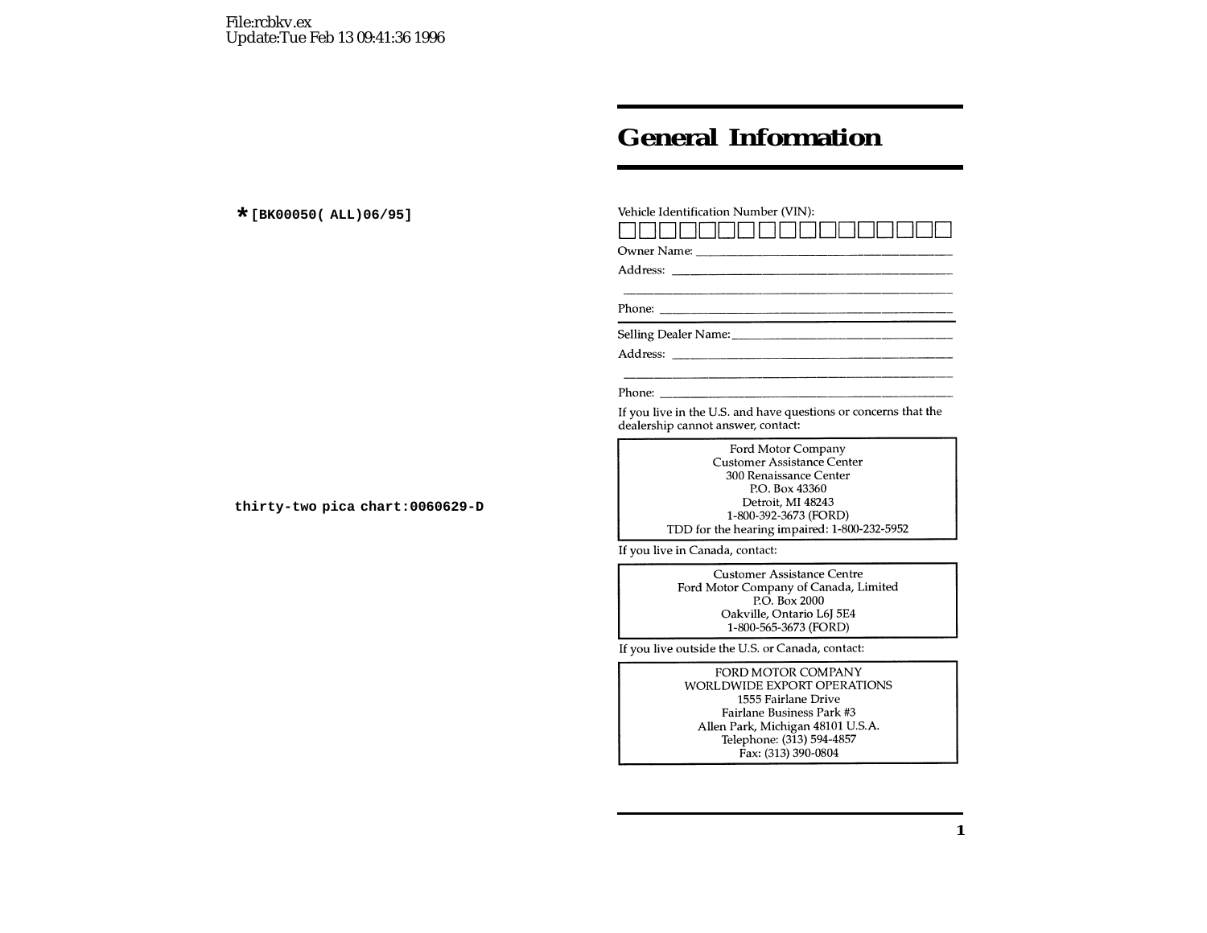File:rcbkv.ex
Update:Tue Feb 13 09:41:36 1996

*[BK00050( ALL)06/95]

thirty-two pica chart:0060629-D

# General Information

Vehicle Identification Number (VIN):

□□□□□□□□□□□□□□□□□

Owner Name: ______________________________

Address: ______________________________

______________________________

Phone: ______________________________

Selling Dealer Name: ______________________________

Address: ______________________________

______________________________

Phone: ______________________________

If you live in the U.S. and have questions or concerns that the dealership cannot answer, contact:

> Ford Motor Company
> Customer Assistance Center
> 300 Renaissance Center
> P.O. Box 43360
> Detroit, MI 48243
> 1-800-392-3673 (FORD)
> TDD for the hearing impaired: 1-800-232-5952

If you live in Canada, contact:

> Customer Assistance Centre
> Ford Motor Company of Canada, Limited
> P.O. Box 2000
> Oakville, Ontario L6J 5E4
> 1-800-565-3673 (FORD)

If you live outside the U.S. or Canada, contact:

> FORD MOTOR COMPANY
> WORLDWIDE EXPORT OPERATIONS
> 1555 Fairlane Drive
> Fairlane Business Park #3
> Allen Park, Michigan 48101 U.S.A.
> Telephone: (313) 594-4857
> Fax: (313) 390-0804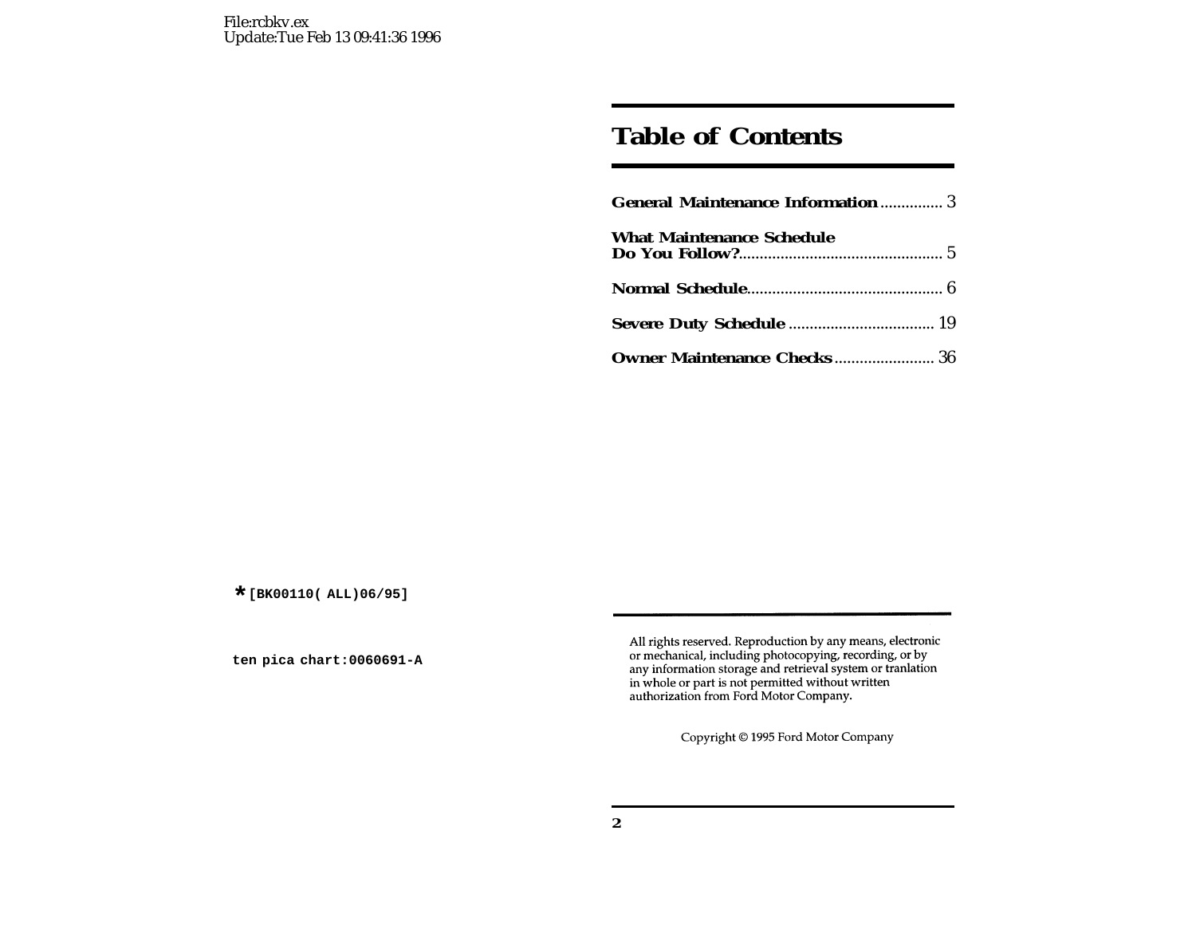File:rcbkv.ex
Update:Tue Feb 13 09:41:36 1996

# Table of Contents

**General Maintenance Information** .............. 3

**What Maintenance Schedule Do You Follow?** ................................................ 5

**Normal Schedule** .............................................. 6

**Severe Duty Schedule** .................................. 19

**Owner Maintenance Checks** ........................ 36

*[BK00110( ALL)06/95]

ten pica chart:0060691-A

All rights reserved. Reproduction by any means, electronic or mechanical, including photocopying, recording, or by any information storage and retrieval system or tranlation in whole or part is not permitted without written authorization from Ford Motor Company.

Copyright © 1995 Ford Motor Company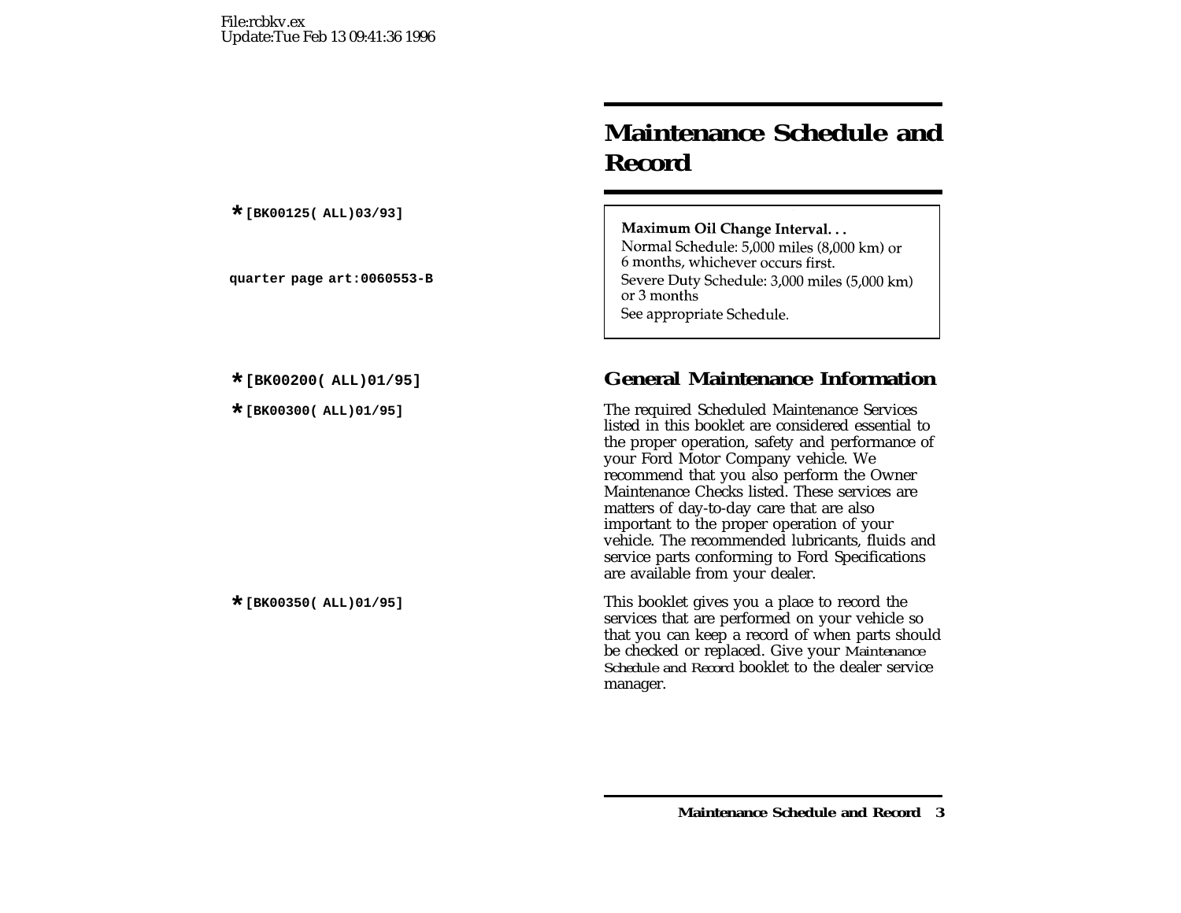# Maintenance Schedule and Record

*[BK00125( ALL)03/93]

quarter page art:0060553-B

**Maximum Oil Change Interval. . .**

Normal Schedule: 5,000 miles (8,000 km) or 6 months, whichever occurs first.

Severe Duty Schedule: 3,000 miles (5,000 km) or 3 months

See appropriate Schedule.

*[BK00200( ALL)01/95]

## General Maintenance Information

*[BK00300( ALL)01/95]

The required Scheduled Maintenance Services listed in this booklet are considered essential to the proper operation, safety and performance of your Ford Motor Company vehicle. We recommend that you also perform the Owner Maintenance Checks listed. These services are matters of day-to-day care that are also important to the proper operation of your vehicle. The recommended lubricants, fluids and service parts conforming to Ford Specifications are available from your dealer.

*[BK00350( ALL)01/95]

This booklet gives you a place to record the services that are performed on your vehicle so that you can keep a record of when parts should be checked or replaced. Give your *Maintenance Schedule and Record* booklet to the dealer service manager.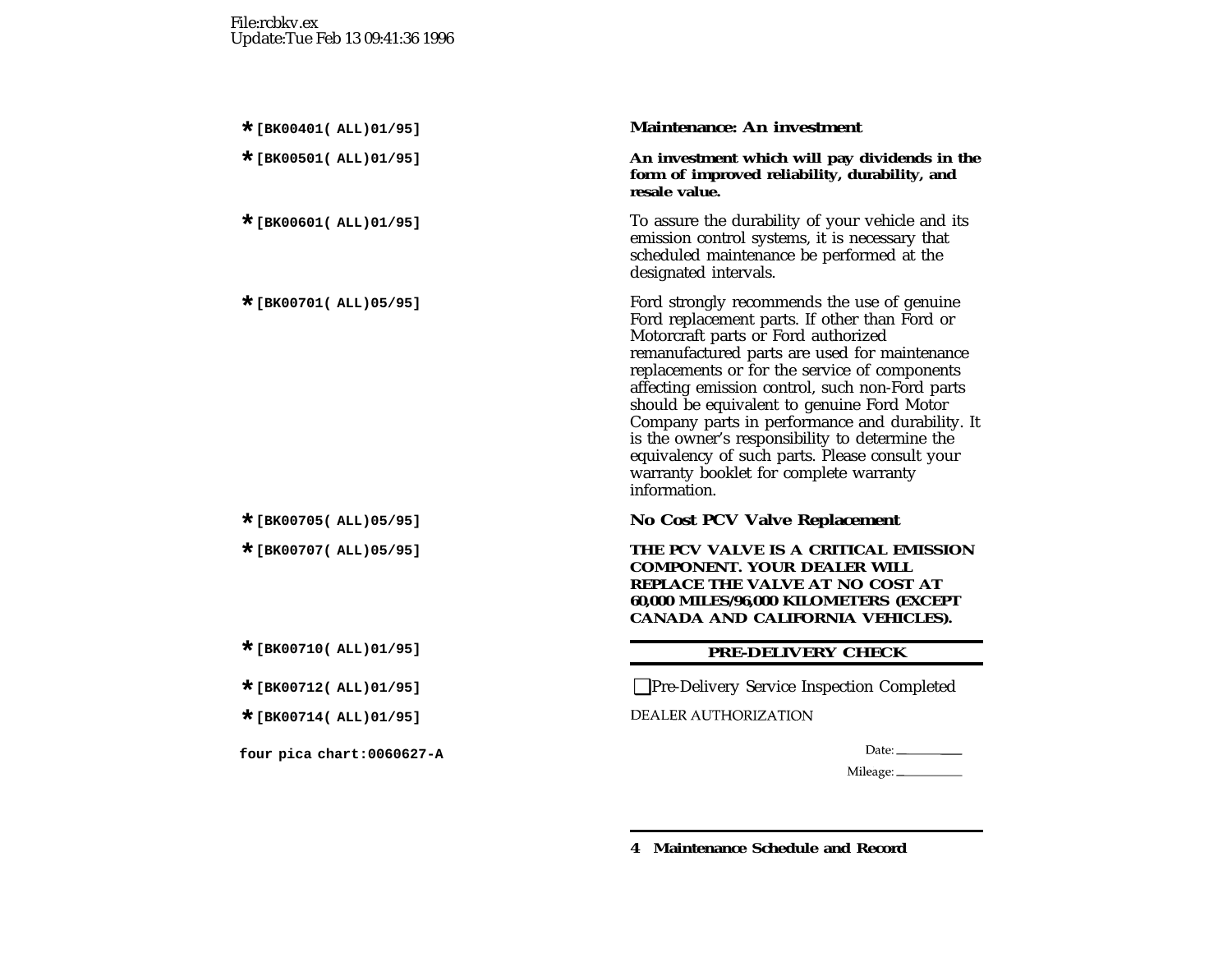File:rcbkv.ex
Update:Tue Feb 13 09:41:36 1996

*[BK00401( ALL)01/95]

## Maintenance: An investment

*[BK00501( ALL)01/95]

**An investment which will pay dividends in the form of improved reliability, durability, and resale value.**

*[BK00601( ALL)01/95]

To assure the durability of your vehicle and its emission control systems, it is necessary that scheduled maintenance be performed at the designated intervals.

*[BK00701( ALL)05/95]

Ford strongly recommends the use of genuine Ford replacement parts. If other than Ford or Motorcraft parts or Ford authorized remanufactured parts are used for maintenance replacements or for the service of components affecting emission control, such non-Ford parts should be equivalent to genuine Ford Motor Company parts in performance and durability. It is the owner's responsibility to determine the equivalency of such parts. Please consult your warranty booklet for complete warranty information.

*[BK00705( ALL)05/95]

## No Cost PCV Valve Replacement

*[BK00707( ALL)05/95]

**THE PCV VALVE IS A CRITICAL EMISSION COMPONENT. YOUR DEALER WILL REPLACE THE VALVE AT NO COST AT 60,000 MILES/96,000 KILOMETERS (EXCEPT CANADA AND CALIFORNIA VEHICLES).**

*[BK00710( ALL)01/95]

## PRE-DELIVERY CHECK

*[BK00712( ALL)01/95]

☐ Pre-Delivery Service Inspection Completed

*[BK00714( ALL)01/95]

DEALER AUTHORIZATION

Date: ____________

Mileage: ____________

four pica chart:0060627-A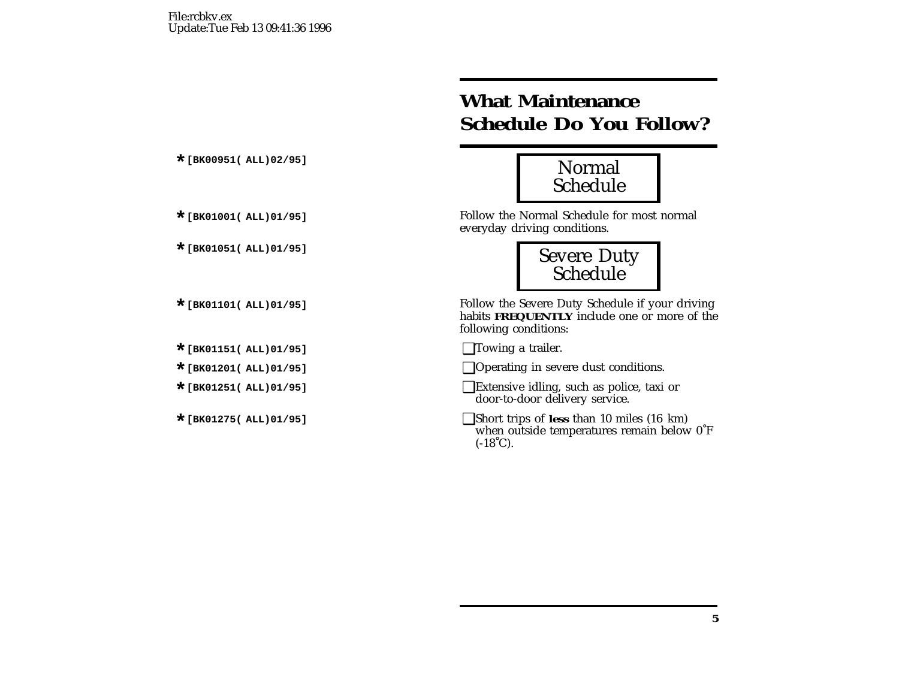# What Maintenance Schedule Do You Follow?

*[BK00951( ALL)02/95]

## Normal Schedule

*[BK01001( ALL)01/95]

Follow the Normal Schedule for most normal everyday driving conditions.

*[BK01051( ALL)01/95]

## Severe Duty Schedule

*[BK01101( ALL)01/95]

Follow the Severe Duty Schedule if your driving habits **FREQUENTLY** include one or more of the following conditions:

*[BK01151( ALL)01/95]

- ❑ Towing a trailer.

*[BK01201( ALL)01/95]

- ❑ Operating in severe dust conditions.

*[BK01251( ALL)01/95]

- ❑ Extensive idling, such as police, taxi or door-to-door delivery service.

*[BK01275( ALL)01/95]

- ❑ Short trips of **less** than 10 miles (16 km) when outside temperatures remain below 0˚F (-18˚C).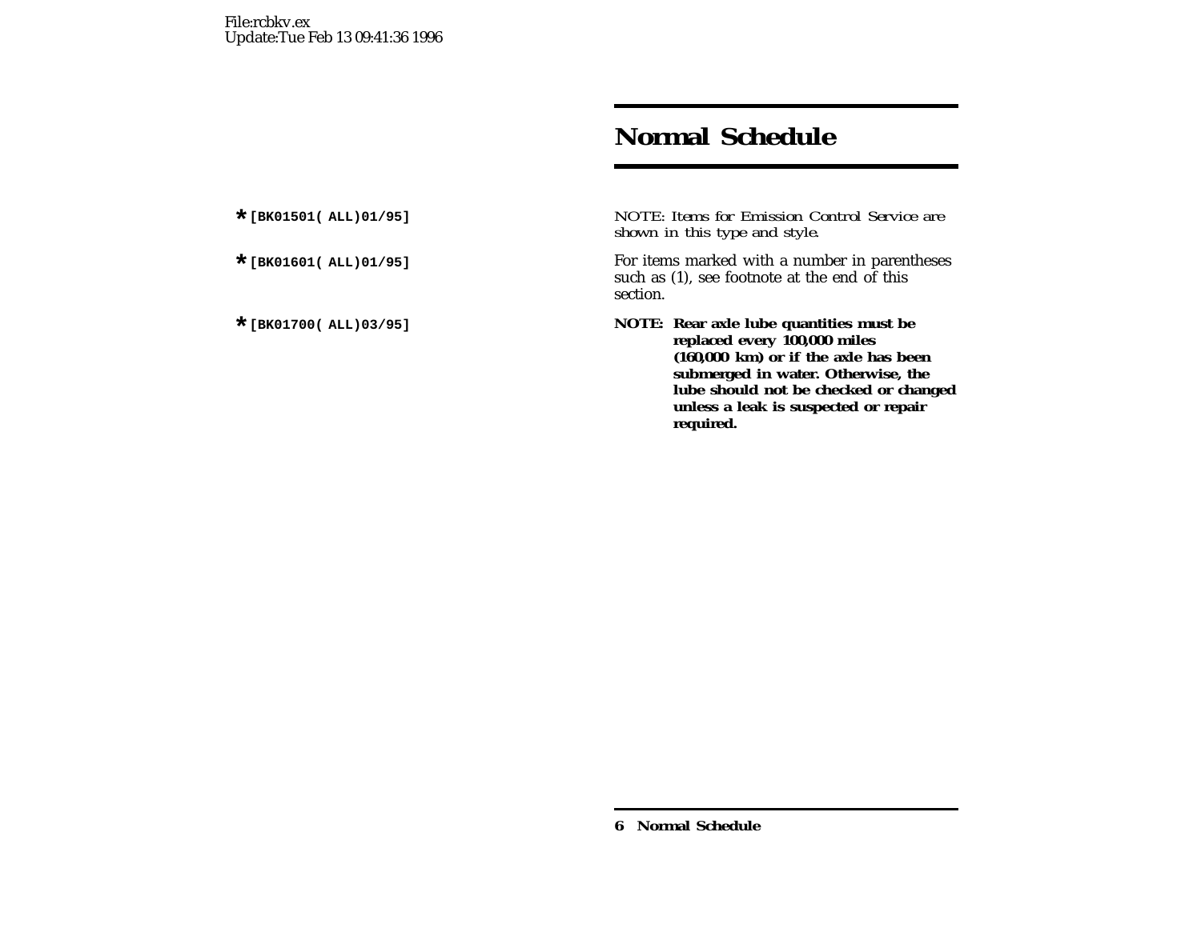# Normal Schedule

*[BK01501( ALL)01/95]

*NOTE: Items for Emission Control Service are shown in this type and style.*

*[BK01601( ALL)01/95]

For items marked with a number in parentheses such as (1), see footnote at the end of this section.

*[BK01700( ALL)03/95]

**NOTE: Rear axle lube quantities must be replaced every 100,000 miles (160,000 km) or if the axle has been submerged in water. Otherwise, the lube should not be checked or changed unless a leak is suspected or repair required.**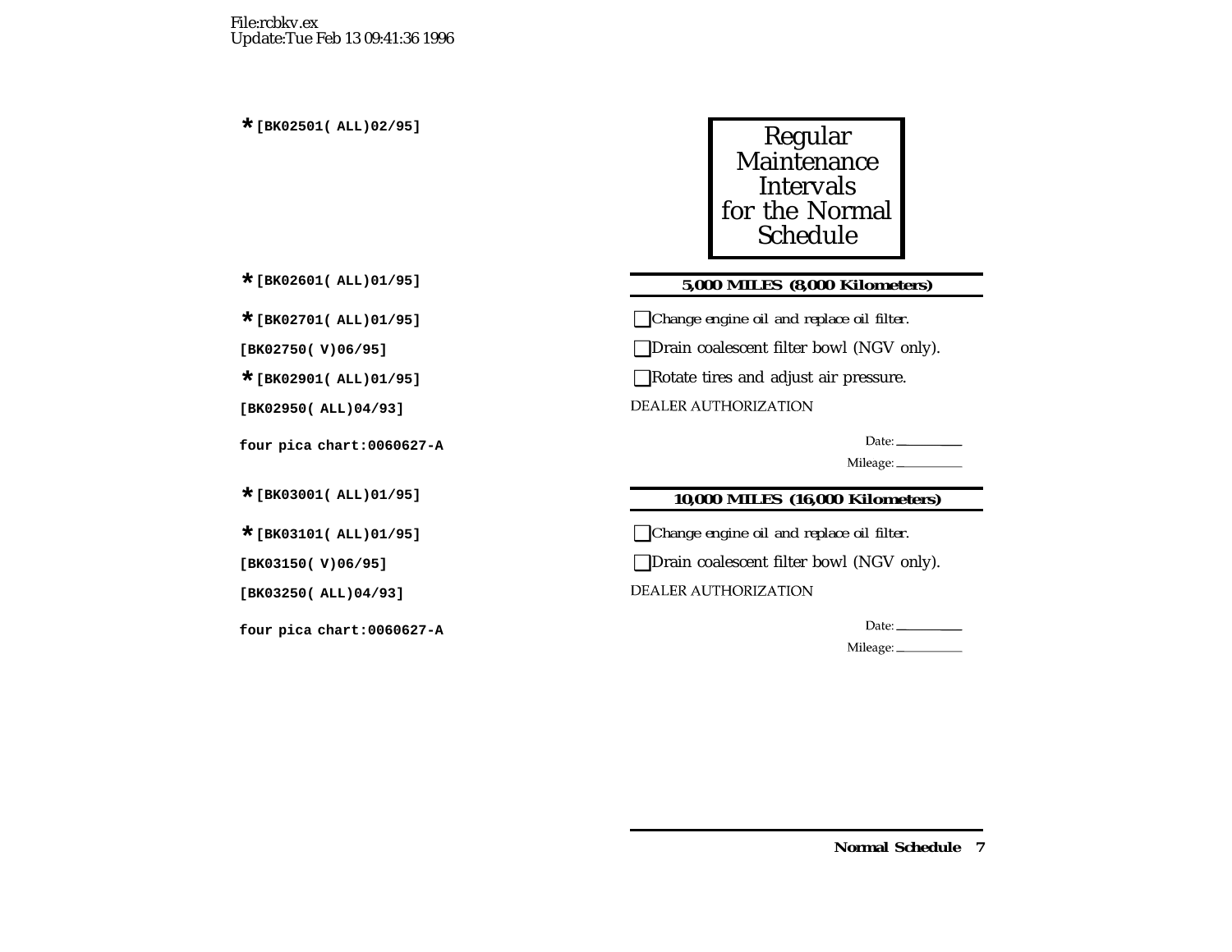File:rcbkv.ex
Update:Tue Feb 13 09:41:36 1996

*[BK02501( ALL)02/95]

# Regular Maintenance Intervals for the Normal Schedule

*[BK02601( ALL)01/95]

## 5,000 MILES (8,000 Kilometers)

*[BK02701( ALL)01/95]

- [ ] *Change engine oil and replace oil filter.*

[BK02750( V)06/95]

- [ ] Drain coalescent filter bowl (NGV only).

*[BK02901( ALL)01/95]

- [ ] Rotate tires and adjust air pressure.

[BK02950( ALL)04/93]

DEALER AUTHORIZATION

four pica chart:0060627-A

Date: ________

Mileage: ________

*[BK03001( ALL)01/95]

## 10,000 MILES (16,000 Kilometers)

*[BK03101( ALL)01/95]

- [ ] *Change engine oil and replace oil filter.*

[BK03150( V)06/95]

- [ ] Drain coalescent filter bowl (NGV only).

[BK03250( ALL)04/93]

DEALER AUTHORIZATION

four pica chart:0060627-A

Date: ________

Mileage: ________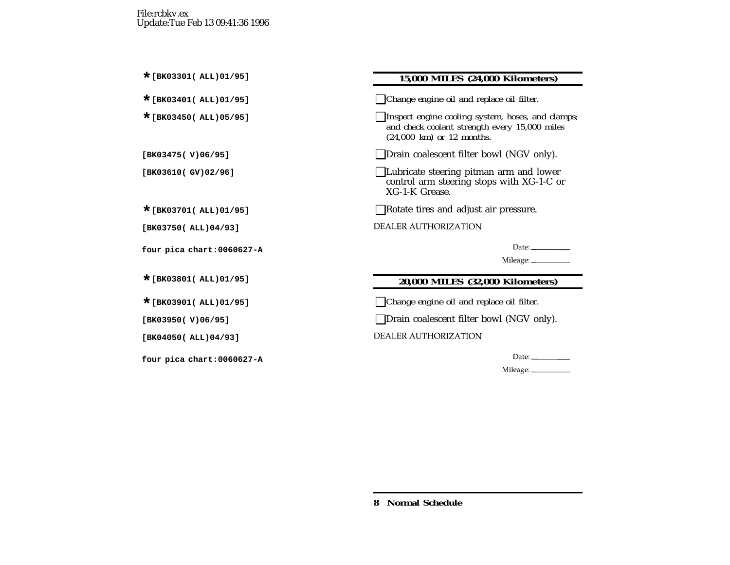File:rcbkv.ex
Update:Tue Feb 13 09:41:36 1996

*[BK03301( ALL)01/95]

## 15,000 MILES (24,000 Kilometers)

*[BK03401( ALL)01/95]

- [ ] Change engine oil and replace oil filter.

*[BK03450( ALL)05/95]

- [ ] Inspect engine cooling system, hoses, and clamps; and check coolant strength every 15,000 miles (24,000 km) or 12 months.

[BK03475( V)06/95]

- [ ] Drain coalescent filter bowl (NGV only).

[BK03610( GV)02/96]

- [ ] Lubricate steering pitman arm and lower control arm steering stops with XG-1-C or XG-1-K Grease.

*[BK03701( ALL)01/95]

- [ ] Rotate tires and adjust air pressure.

[BK03750( ALL)04/93]

DEALER AUTHORIZATION

four pica chart:0060627-A

Date: ________

Mileage: ________

*[BK03801( ALL)01/95]

## 20,000 MILES (32,000 Kilometers)

*[BK03901( ALL)01/95]

- [ ] Change engine oil and replace oil filter.

[BK03950( V)06/95]

- [ ] Drain coalescent filter bowl (NGV only).

[BK04050( ALL)04/93]

DEALER AUTHORIZATION

four pica chart:0060627-A

Date: ________

Mileage: ________

**Normal Schedule**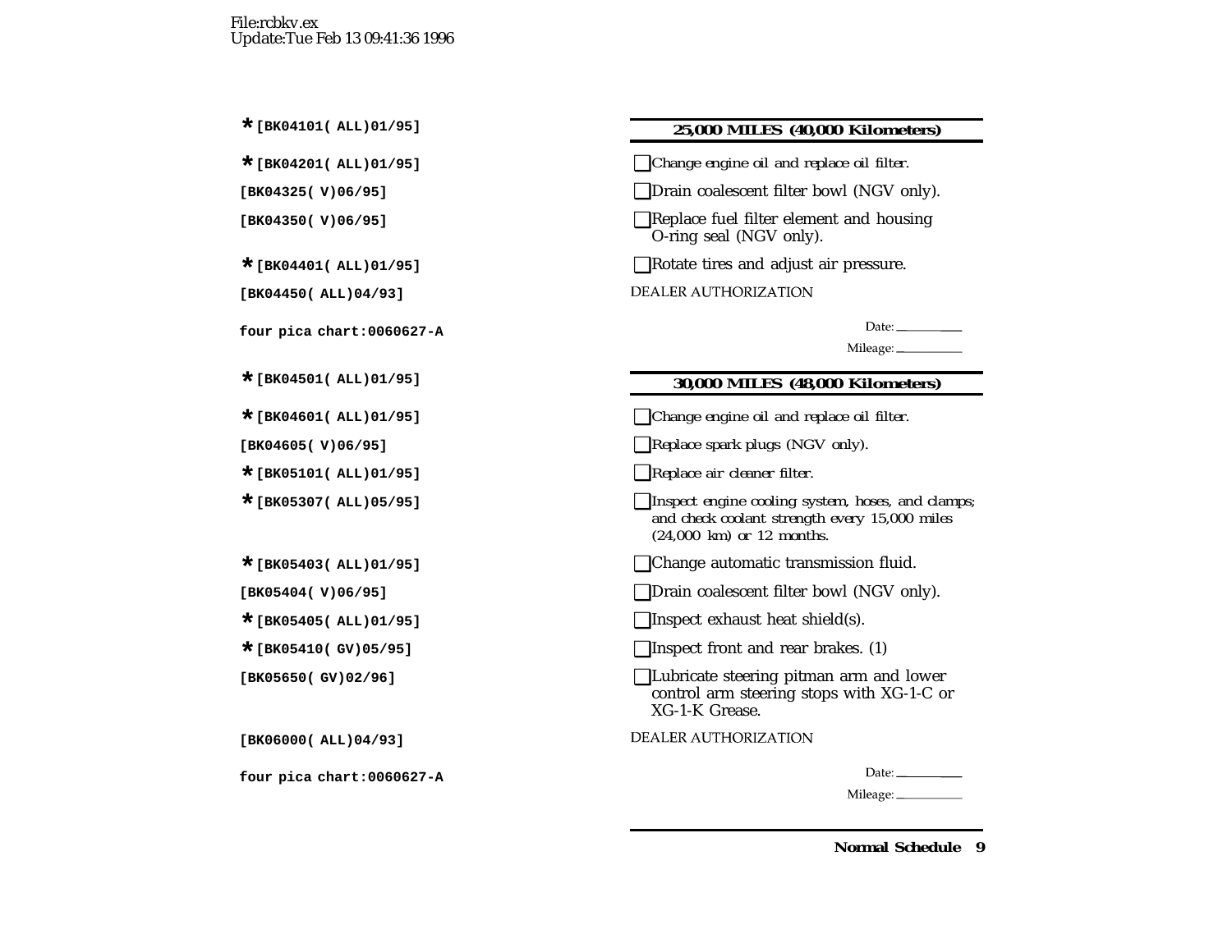File:rcbkv.ex
Update:Tue Feb 13 09:41:36 1996

*[BK04101( ALL)01/95]

### 25,000 MILES (40,000 Kilometers)

*[BK04201( ALL)01/95]

- ☐ *Change engine oil and replace oil filter.*

[BK04325( V)06/95]

- ☐ Drain coalescent filter bowl (NGV only).

[BK04350( V)06/95]

- ☐ Replace fuel filter element and housing O-ring seal (NGV only).

*[BK04401( ALL)01/95]

- ☐ Rotate tires and adjust air pressure.

[BK04450( ALL)04/93]

DEALER AUTHORIZATION

four pica chart:0060627-A

Date: ________

Mileage: ________

*[BK04501( ALL)01/95]

### 30,000 MILES (48,000 Kilometers)

*[BK04601( ALL)01/95]

- ☐ *Change engine oil and replace oil filter.*

[BK04605( V)06/95]

- ☐ *Replace spark plugs (NGV only).*

*[BK05101( ALL)01/95]

- ☐ *Replace air cleaner filter.*

*[BK05307( ALL)05/95]

- ☐ *Inspect engine cooling system, hoses, and clamps; and check coolant strength every 15,000 miles (24,000 km) or 12 months.*

*[BK05403( ALL)01/95]

- ☐ Change automatic transmission fluid.

[BK05404( V)06/95]

- ☐ Drain coalescent filter bowl (NGV only).

*[BK05405( ALL)01/95]

- ☐ Inspect exhaust heat shield(s).

*[BK05410( GV)05/95]

- ☐ Inspect front and rear brakes. (1)

[BK05650( GV)02/96]

- ☐ Lubricate steering pitman arm and lower control arm steering stops with XG-1-C or XG-1-K Grease.

[BK06000( ALL)04/93]

DEALER AUTHORIZATION

four pica chart:0060627-A

Date: ________

Mileage: ________

**Normal Schedule**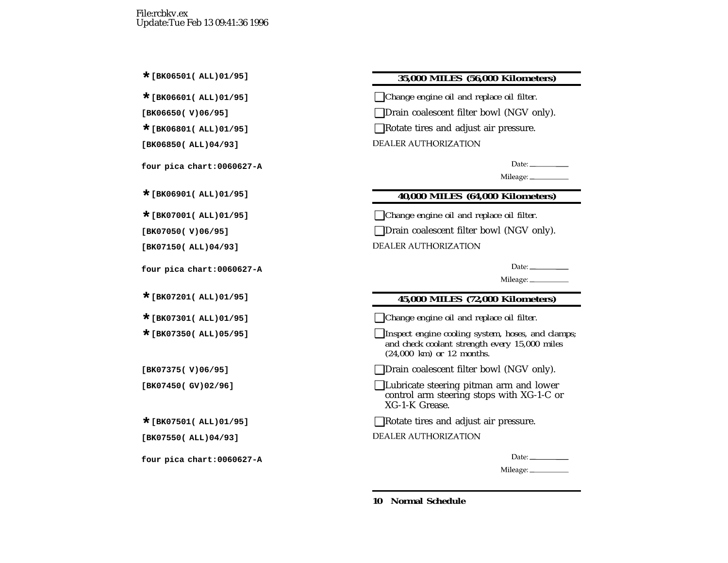File:rcbkv.ex
Update:Tue Feb 13 09:41:36 1996

*[BK06501( ALL)01/95]

### 35,000 MILES (56,000 Kilometers)

*[BK06601( ALL)01/95]

- ☐ Change engine oil and replace oil filter.

[BK06650( V)06/95]

- ☐ Drain coalescent filter bowl (NGV only).

*[BK06801( ALL)01/95]

- ☐ Rotate tires and adjust air pressure.

[BK06850( ALL)04/93]

DEALER AUTHORIZATION

four pica chart:0060627-A

Date: ________

Mileage: ________

*[BK06901( ALL)01/95]

### 40,000 MILES (64,000 Kilometers)

*[BK07001( ALL)01/95]

- ☐ Change engine oil and replace oil filter.

[BK07050( V)06/95]

- ☐ Drain coalescent filter bowl (NGV only).

[BK07150( ALL)04/93]

DEALER AUTHORIZATION

four pica chart:0060627-A

Date: ________

Mileage: ________

*[BK07201( ALL)01/95]

### 45,000 MILES (72,000 Kilometers)

*[BK07301( ALL)01/95]

- ☐ Change engine oil and replace oil filter.

*[BK07350( ALL)05/95]

- ☐ Inspect engine cooling system, hoses, and clamps; and check coolant strength every 15,000 miles (24,000 km) or 12 months.

[BK07375( V)06/95]

- ☐ Drain coalescent filter bowl (NGV only).

[BK07450( GV)02/96]

- ☐ Lubricate steering pitman arm and lower control arm steering stops with XG-1-C or XG-1-K Grease.

*[BK07501( ALL)01/95]

- ☐ Rotate tires and adjust air pressure.

[BK07550( ALL)04/93]

DEALER AUTHORIZATION

four pica chart:0060627-A

Date: ________

Mileage: ________

**Normal Schedule**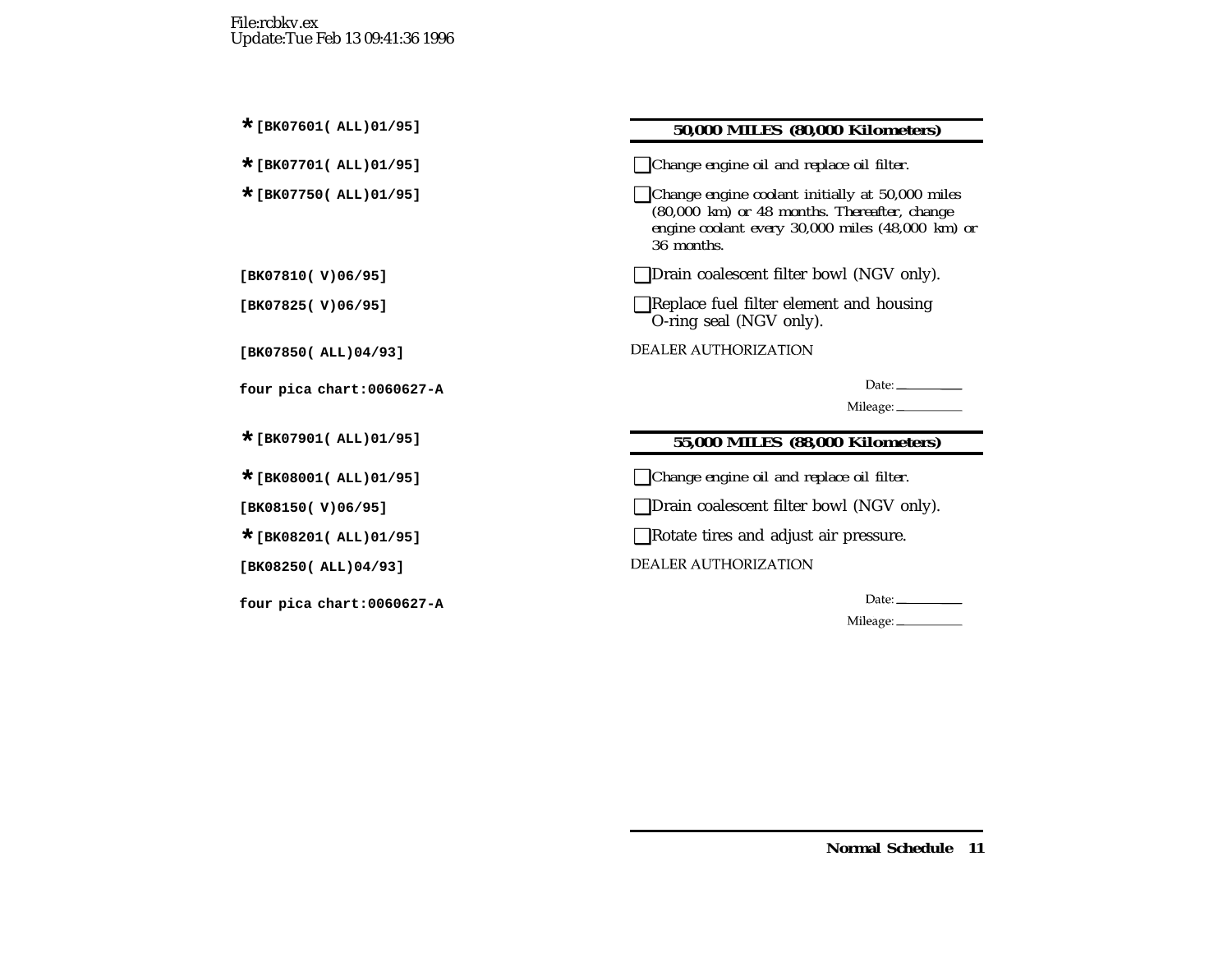File:rcbkv.ex
Update:Tue Feb 13 09:41:36 1996

*[BK07601( ALL)01/95]

## 50,000 MILES (80,000 Kilometers)

*[BK07701( ALL)01/95]

- ☐ Change engine oil and replace oil filter.

*[BK07750( ALL)01/95]

- ☐ Change engine coolant initially at 50,000 miles (80,000 km) or 48 months. Thereafter, change engine coolant every 30,000 miles (48,000 km) or 36 months.

[BK07810( V)06/95]

- ☐ Drain coalescent filter bowl (NGV only).

[BK07825( V)06/95]

- ☐ Replace fuel filter element and housing O-ring seal (NGV only).

[BK07850( ALL)04/93]

DEALER AUTHORIZATION

four pica chart:0060627-A

Date: ________

Mileage: ________

*[BK07901( ALL)01/95]

## 55,000 MILES (88,000 Kilometers)

*[BK08001( ALL)01/95]

- ☐ Change engine oil and replace oil filter.

[BK08150( V)06/95]

- ☐ Drain coalescent filter bowl (NGV only).

*[BK08201( ALL)01/95]

- ☐ Rotate tires and adjust air pressure.

[BK08250( ALL)04/93]

DEALER AUTHORIZATION

four pica chart:0060627-A

Date: ________

Mileage: ________

**Normal Schedule**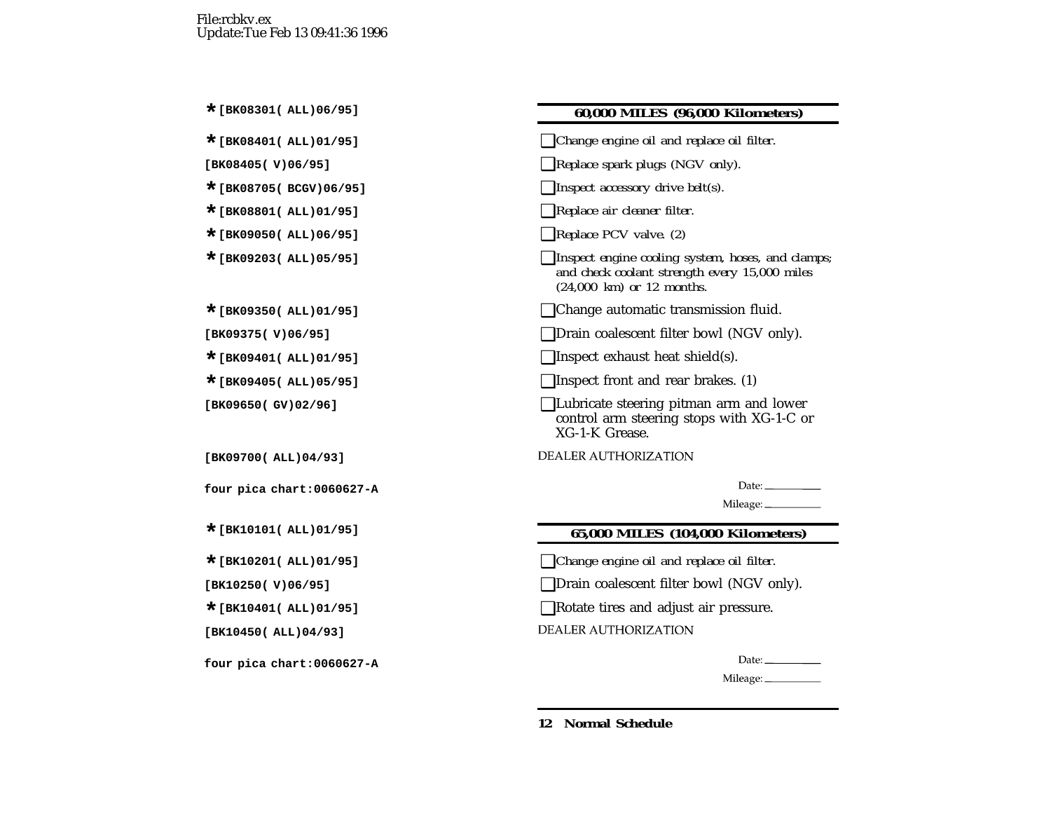File:rcbkv.ex
Update:Tue Feb 13 09:41:36 1996

*[BK08301( ALL)06/95]

## 60,000 MILES (96,000 Kilometers)

*[BK08401( ALL)01/95]
- ☐ Change engine oil and replace oil filter.

[BK08405( V)06/95]
- ☐ Replace spark plugs (NGV only).

*[BK08705( BCGV)06/95]
- ☐ Inspect accessory drive belt(s).

*[BK08801( ALL)01/95]
- ☐ Replace air cleaner filter.

*[BK09050( ALL)06/95]
- ☐ Replace PCV valve. (2)

*[BK09203( ALL)05/95]
- ☐ Inspect engine cooling system, hoses, and clamps; and check coolant strength every 15,000 miles (24,000 km) or 12 months.

*[BK09350( ALL)01/95]
- ☐ Change automatic transmission fluid.

[BK09375( V)06/95]
- ☐ Drain coalescent filter bowl (NGV only).

*[BK09401( ALL)01/95]
- ☐ Inspect exhaust heat shield(s).

*[BK09405( ALL)05/95]
- ☐ Inspect front and rear brakes. (1)

[BK09650( GV)02/96]
- ☐ Lubricate steering pitman arm and lower control arm steering stops with XG-1-C or XG-1-K Grease.

[BK09700( ALL)04/93]

DEALER AUTHORIZATION

four pica chart:0060627-A

Date: ____________

Mileage: ____________

*[BK10101( ALL)01/95]

## 65,000 MILES (104,000 Kilometers)

*[BK10201( ALL)01/95]
- ☐ Change engine oil and replace oil filter.

[BK10250( V)06/95]
- ☐ Drain coalescent filter bowl (NGV only).

*[BK10401( ALL)01/95]
- ☐ Rotate tires and adjust air pressure.

[BK10450( ALL)04/93]

DEALER AUTHORIZATION

four pica chart:0060627-A

Date: ____________

Mileage: ____________

**Normal Schedule**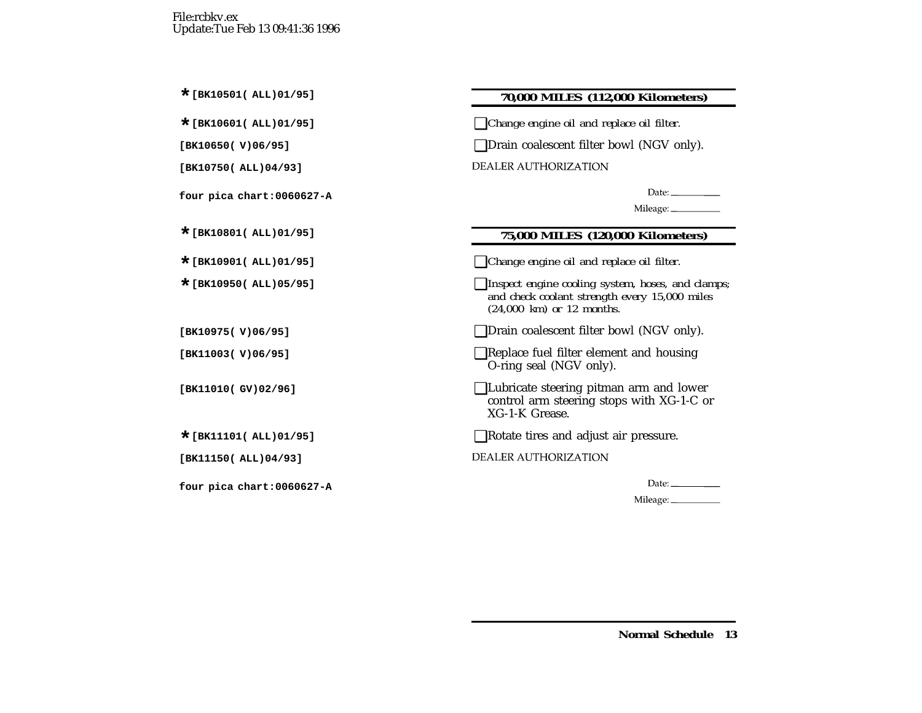File:rcbkv.ex
Update:Tue Feb 13 09:41:36 1996

*[BK10501( ALL)01/95]

## 70,000 MILES (112,000 Kilometers)

*[BK10601( ALL)01/95]

- ☐ *Change engine oil and replace oil filter.*

[BK10650( V)06/95]

- ☐ Drain coalescent filter bowl (NGV only).

[BK10750( ALL)04/93]

DEALER AUTHORIZATION

four pica chart:0060627-A

Date: ________

Mileage: ________

*[BK10801( ALL)01/95]

## 75,000 MILES (120,000 Kilometers)

*[BK10901( ALL)01/95]

- ☐ *Change engine oil and replace oil filter.*

*[BK10950( ALL)05/95]

- ☐ *Inspect engine cooling system, hoses, and clamps; and check coolant strength every 15,000 miles (24,000 km) or 12 months.*

[BK10975( V)06/95]

- ☐ Drain coalescent filter bowl (NGV only).

[BK11003( V)06/95]

- ☐ Replace fuel filter element and housing O-ring seal (NGV only).

[BK11010( GV)02/96]

- ☐ Lubricate steering pitman arm and lower control arm steering stops with XG-1-C or XG-1-K Grease.

*[BK11101( ALL)01/95]

- ☐ Rotate tires and adjust air pressure.

[BK11150( ALL)04/93]

DEALER AUTHORIZATION

four pica chart:0060627-A

Date: ________

Mileage: ________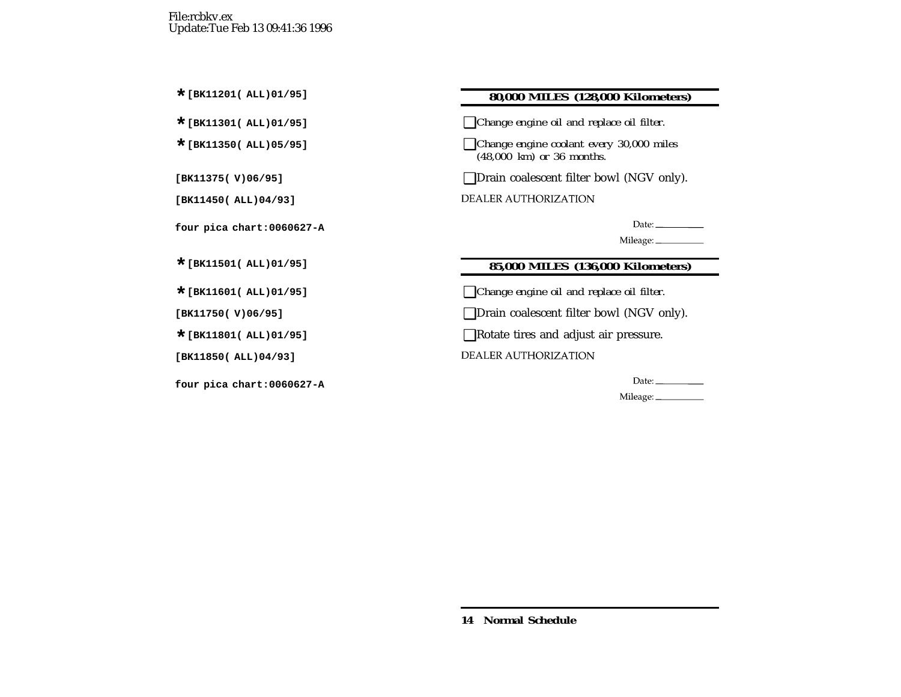File:rcbkv.ex
Update:Tue Feb 13 09:41:36 1996

*[BK11201( ALL)01/95]

*[BK11301( ALL)01/95]

*[BK11350( ALL)05/95]

[BK11375( V)06/95]

[BK11450( ALL)04/93]

four pica chart:0060627-A

*[BK11501( ALL)01/95]

*[BK11601( ALL)01/95]

[BK11750( V)06/95]

*[BK11801( ALL)01/95]

[BK11850( ALL)04/93]

four pica chart:0060627-A

## 80,000 MILES (128,000 Kilometers)

- [ ] Change engine oil and replace oil filter.
- [ ] Change engine coolant every 30,000 miles (48,000 km) or 36 months.
- [ ] Drain coalescent filter bowl (NGV only).

DEALER AUTHORIZATION

Date: ___________

Mileage: ___________

## 85,000 MILES (136,000 Kilometers)

- [ ] Change engine oil and replace oil filter.
- [ ] Drain coalescent filter bowl (NGV only).
- [ ] Rotate tires and adjust air pressure.

DEALER AUTHORIZATION

Date: ___________

Mileage: ___________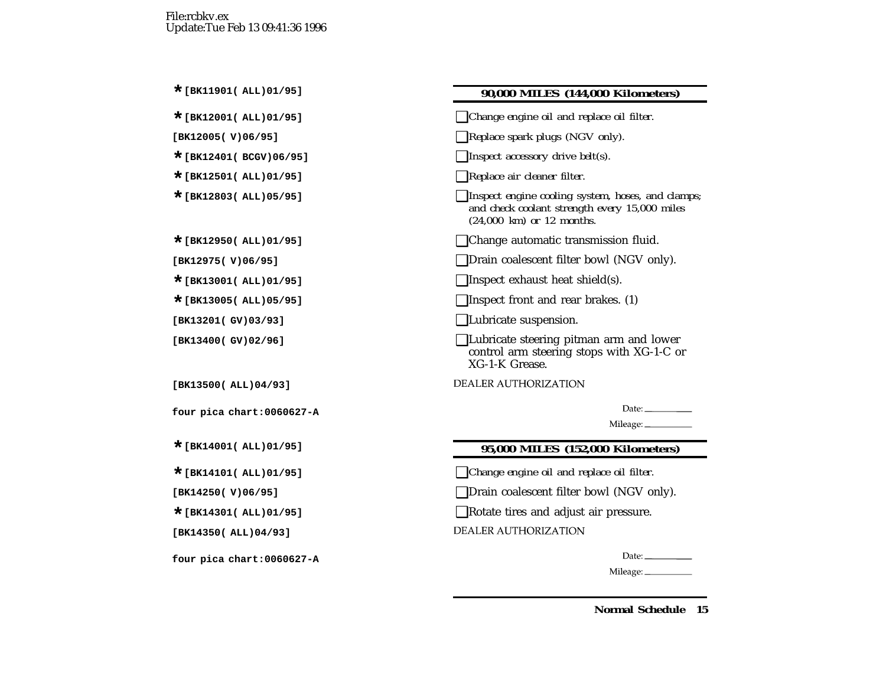File:rcbkv.ex
Update:Tue Feb 13 09:41:36 1996

*[BK11901( ALL)01/95]

### 90,000 MILES (144,000 Kilometers)

*[BK12001( ALL)01/95]

- [ ] Change engine oil and replace oil filter.

[BK12005( V)06/95]

- [ ] Replace spark plugs (NGV only).

*[BK12401( BCGV)06/95]

- [ ] Inspect accessory drive belt(s).

*[BK12501( ALL)01/95]

- [ ] Replace air cleaner filter.

*[BK12803( ALL)05/95]

- [ ] Inspect engine cooling system, hoses, and clamps; and check coolant strength every 15,000 miles (24,000 km) or 12 months.

*[BK12950( ALL)01/95]

- [ ] Change automatic transmission fluid.

[BK12975( V)06/95]

- [ ] Drain coalescent filter bowl (NGV only).

*[BK13001( ALL)01/95]

- [ ] Inspect exhaust heat shield(s).

*[BK13005( ALL)05/95]

- [ ] Inspect front and rear brakes. (1)

[BK13201( GV)03/93]

- [ ] Lubricate suspension.

[BK13400( GV)02/96]

- [ ] Lubricate steering pitman arm and lower control arm steering stops with XG-1-C or XG-1-K Grease.

[BK13500( ALL)04/93]

DEALER AUTHORIZATION

four pica chart:0060627-A

Date: ________

Mileage: ________

*[BK14001( ALL)01/95]

### 95,000 MILES (152,000 Kilometers)

*[BK14101( ALL)01/95]

- [ ] Change engine oil and replace oil filter.

[BK14250( V)06/95]

- [ ] Drain coalescent filter bowl (NGV only).

*[BK14301( ALL)01/95]

- [ ] Rotate tires and adjust air pressure.

[BK14350( ALL)04/93]

DEALER AUTHORIZATION

four pica chart:0060627-A

Date: ________

Mileage: ________

**Normal Schedule**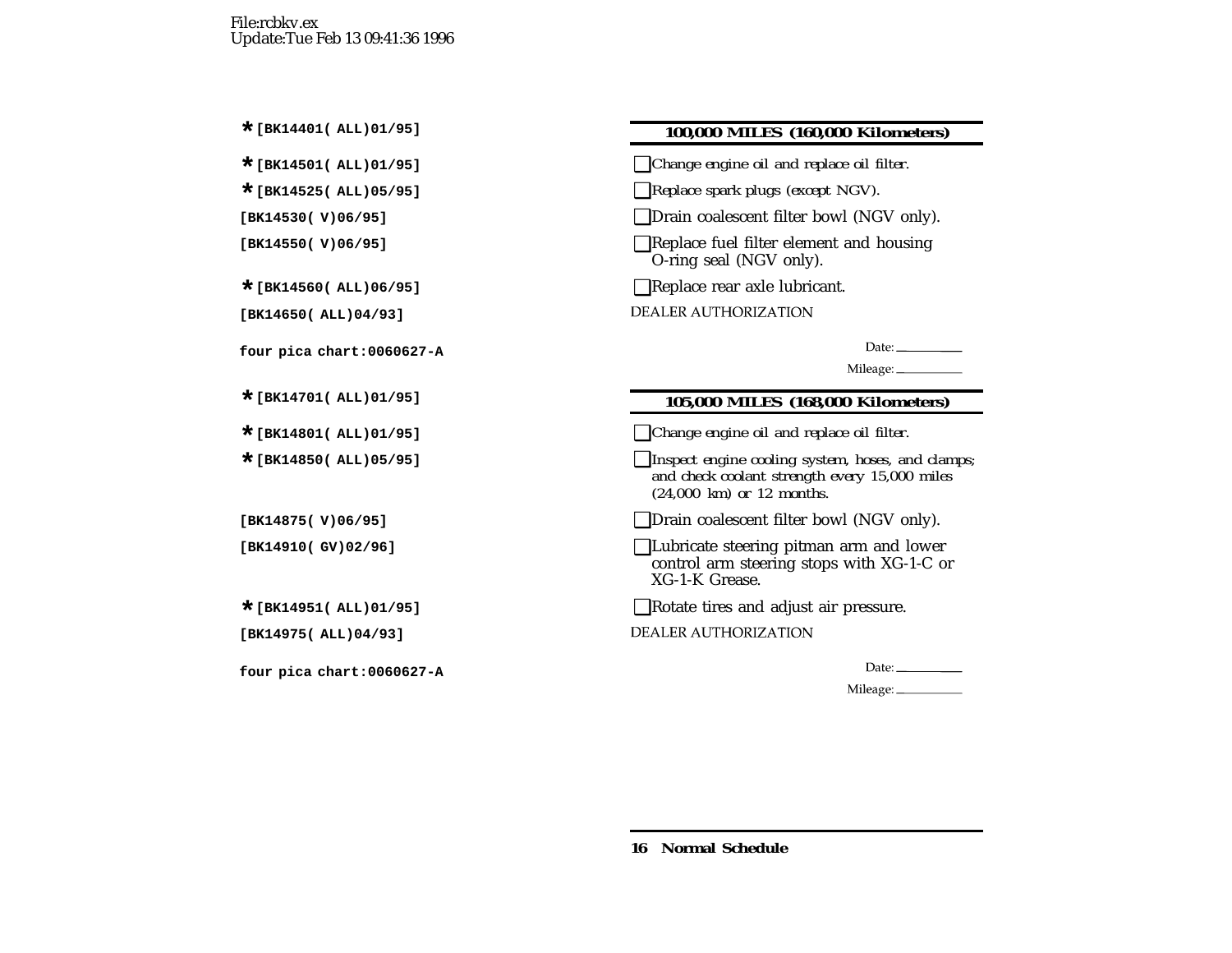File:rcbkv.ex
Update:Tue Feb 13 09:41:36 1996

*[BK14401( ALL)01/95]

### 100,000 MILES (160,000 Kilometers)

*[BK14501( ALL)01/95]
- ☐ *Change engine oil and replace oil filter.*

*[BK14525( ALL)05/95]
- ☐ *Replace spark plugs (except NGV).*

[BK14530( V)06/95]
- ☐ Drain coalescent filter bowl (NGV only).

[BK14550( V)06/95]
- ☐ Replace fuel filter element and housing O-ring seal (NGV only).

*[BK14560( ALL)06/95]
- ☐ Replace rear axle lubricant.

[BK14650( ALL)04/93]

DEALER AUTHORIZATION

four pica chart:0060627-A

Date: ________

Mileage: ________

*[BK14701( ALL)01/95]

### 105,000 MILES (168,000 Kilometers)

*[BK14801( ALL)01/95]
- ☐ *Change engine oil and replace oil filter.*

*[BK14850( ALL)05/95]
- ☐ *Inspect engine cooling system, hoses, and clamps; and check coolant strength every 15,000 miles (24,000 km) or 12 months.*

[BK14875( V)06/95]
- ☐ Drain coalescent filter bowl (NGV only).

[BK14910( GV)02/96]
- ☐ Lubricate steering pitman arm and lower control arm steering stops with XG-1-C or XG-1-K Grease.

*[BK14951( ALL)01/95]
- ☐ Rotate tires and adjust air pressure.

[BK14975( ALL)04/93]

DEALER AUTHORIZATION

four pica chart:0060627-A

Date: ________

Mileage: ________

**16 Normal Schedule**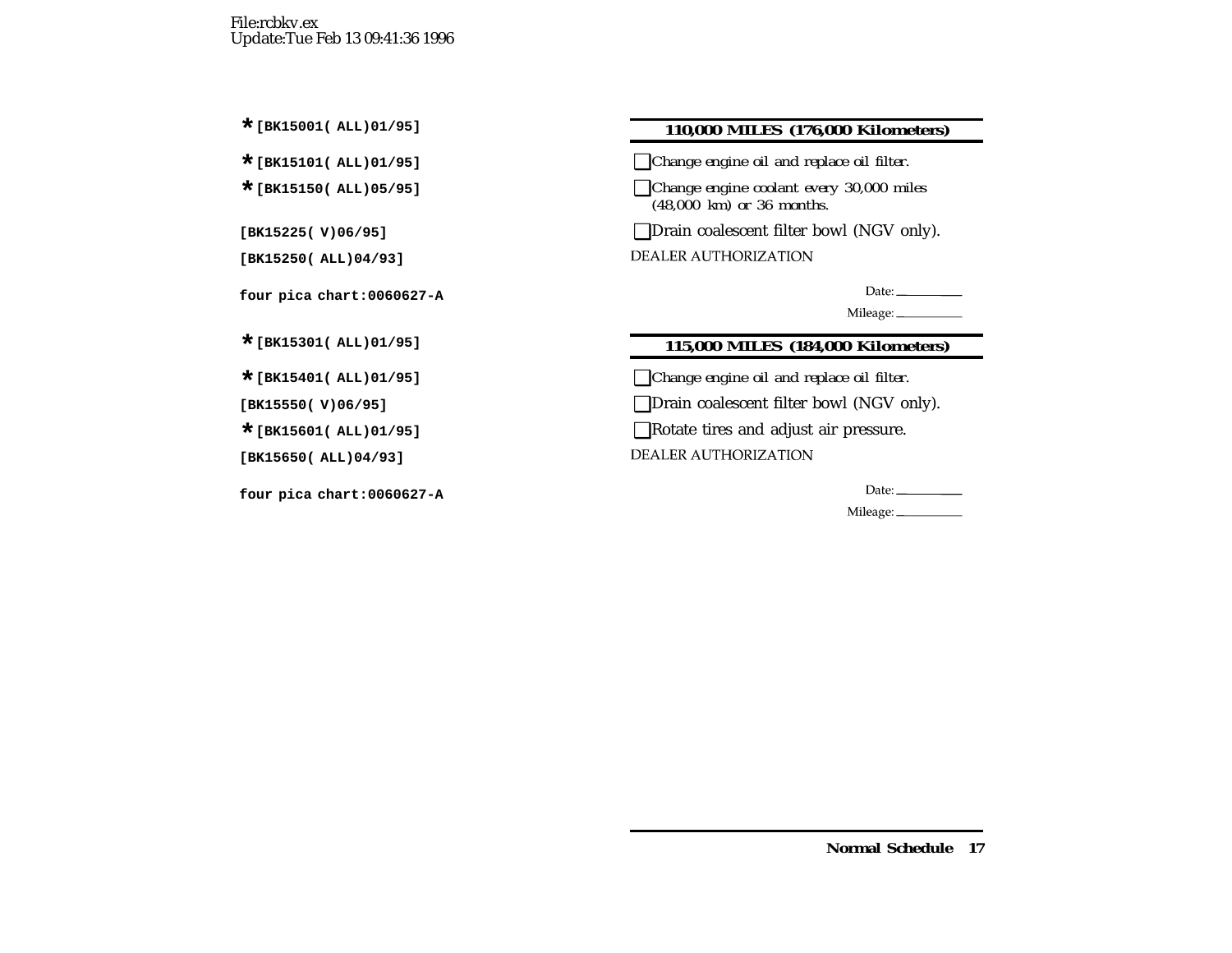File:rcbkv.ex
Update:Tue Feb 13 09:41:36 1996

*[BK15001( ALL)01/95]

*[BK15101( ALL)01/95]

*[BK15150( ALL)05/95]

[BK15225( V)06/95]

[BK15250( ALL)04/93]

four pica chart:0060627-A

*[BK15301( ALL)01/95]

*[BK15401( ALL)01/95]

[BK15550( V)06/95]

*[BK15601( ALL)01/95]

[BK15650( ALL)04/93]

four pica chart:0060627-A

### 110,000 MILES (176,000 Kilometers)

- [ ] *Change engine oil and replace oil filter.*
- [ ] *Change engine coolant every 30,000 miles (48,000 km) or 36 months.*
- [ ] Drain coalescent filter bowl (NGV only).

DEALER AUTHORIZATION

Date: ________

Mileage: ________

### 115,000 MILES (184,000 Kilometers)

- [ ] *Change engine oil and replace oil filter.*
- [ ] Drain coalescent filter bowl (NGV only).
- [ ] Rotate tires and adjust air pressure.

DEALER AUTHORIZATION

Date: ________

Mileage: ________

**Normal Schedule**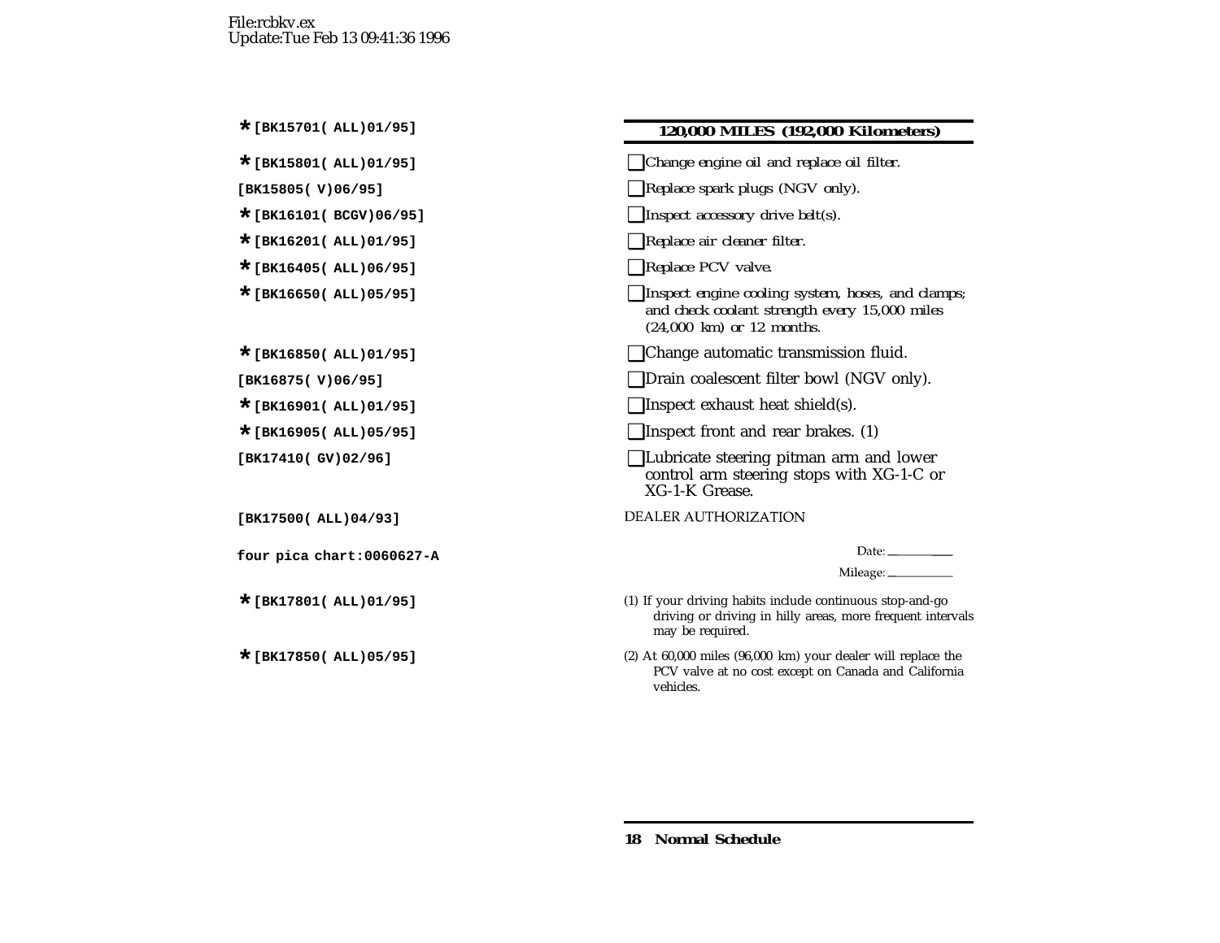File:rcbkv.ex
Update:Tue Feb 13 09:41:36 1996

*[BK15701( ALL)01/95]

## 120,000 MILES (192,000 Kilometers)

*[BK15801( ALL)01/95]

- [ ] Change engine oil and replace oil filter.

[BK15805( V)06/95]

- [ ] Replace spark plugs (NGV only).

*[BK16101( BCGV)06/95]

- [ ] Inspect accessory drive belt(s).

*[BK16201( ALL)01/95]

- [ ] Replace air cleaner filter.

*[BK16405( ALL)06/95]

- [ ] Replace PCV valve.

*[BK16650( ALL)05/95]

- [ ] Inspect engine cooling system, hoses, and clamps; and check coolant strength every 15,000 miles (24,000 km) or 12 months.

*[BK16850( ALL)01/95]

- [ ] Change automatic transmission fluid.

[BK16875( V)06/95]

- [ ] Drain coalescent filter bowl (NGV only).

*[BK16901( ALL)01/95]

- [ ] Inspect exhaust heat shield(s).

*[BK16905( ALL)05/95]

- [ ] Inspect front and rear brakes. (1)

[BK17410( GV)02/96]

- [ ] Lubricate steering pitman arm and lower control arm steering stops with XG-1-C or XG-1-K Grease.

[BK17500( ALL)04/93]

DEALER AUTHORIZATION

four pica chart:0060627-A

Date: ________

Mileage: ________

*[BK17801( ALL)01/95]

(1) If your driving habits include continuous stop-and-go driving or driving in hilly areas, more frequent intervals may be required.

*[BK17850( ALL)05/95]

(2) At 60,000 miles (96,000 km) your dealer will replace the PCV valve at no cost except on Canada and California vehicles.

**Normal Schedule**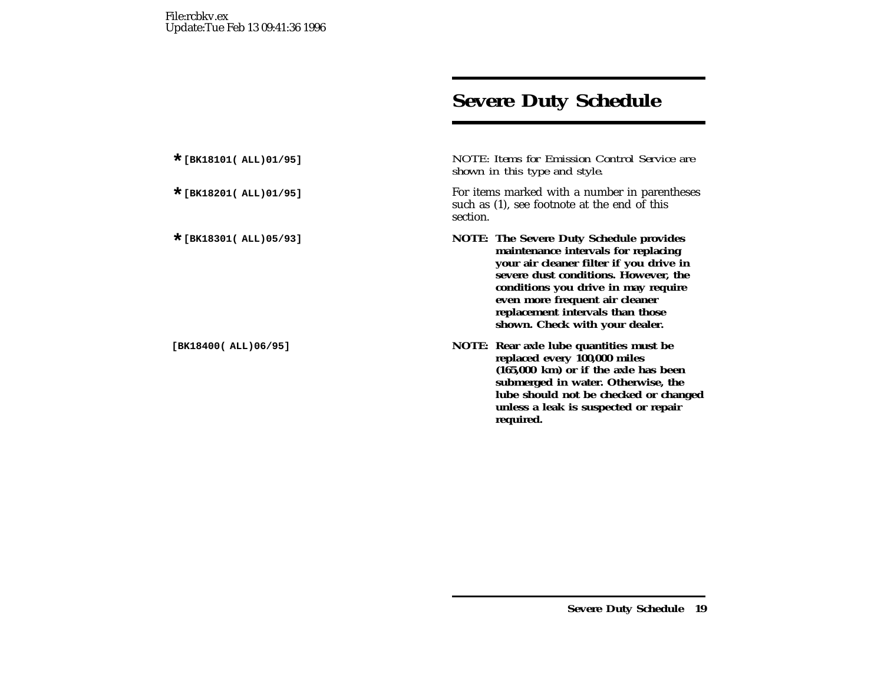File:rcbkv.ex
Update:Tue Feb 13 09:41:36 1996

# Severe Duty Schedule

*[BK18101( ALL)01/95]

*NOTE: Items for Emission Control Service are shown in this type and style.*

*[BK18201( ALL)01/95]

For items marked with a number in parentheses such as (1), see footnote at the end of this section.

*[BK18301( ALL)05/93]

**NOTE: The Severe Duty Schedule provides maintenance intervals for replacing your air cleaner filter if you drive in severe dust conditions. However, the conditions you drive in may require even more frequent air cleaner replacement intervals than those shown. Check with your dealer.**

[BK18400( ALL)06/95]

**NOTE: Rear axle lube quantities must be replaced every 100,000 miles (165,000 km) or if the axle has been submerged in water. Otherwise, the lube should not be checked or changed unless a leak is suspected or repair required.**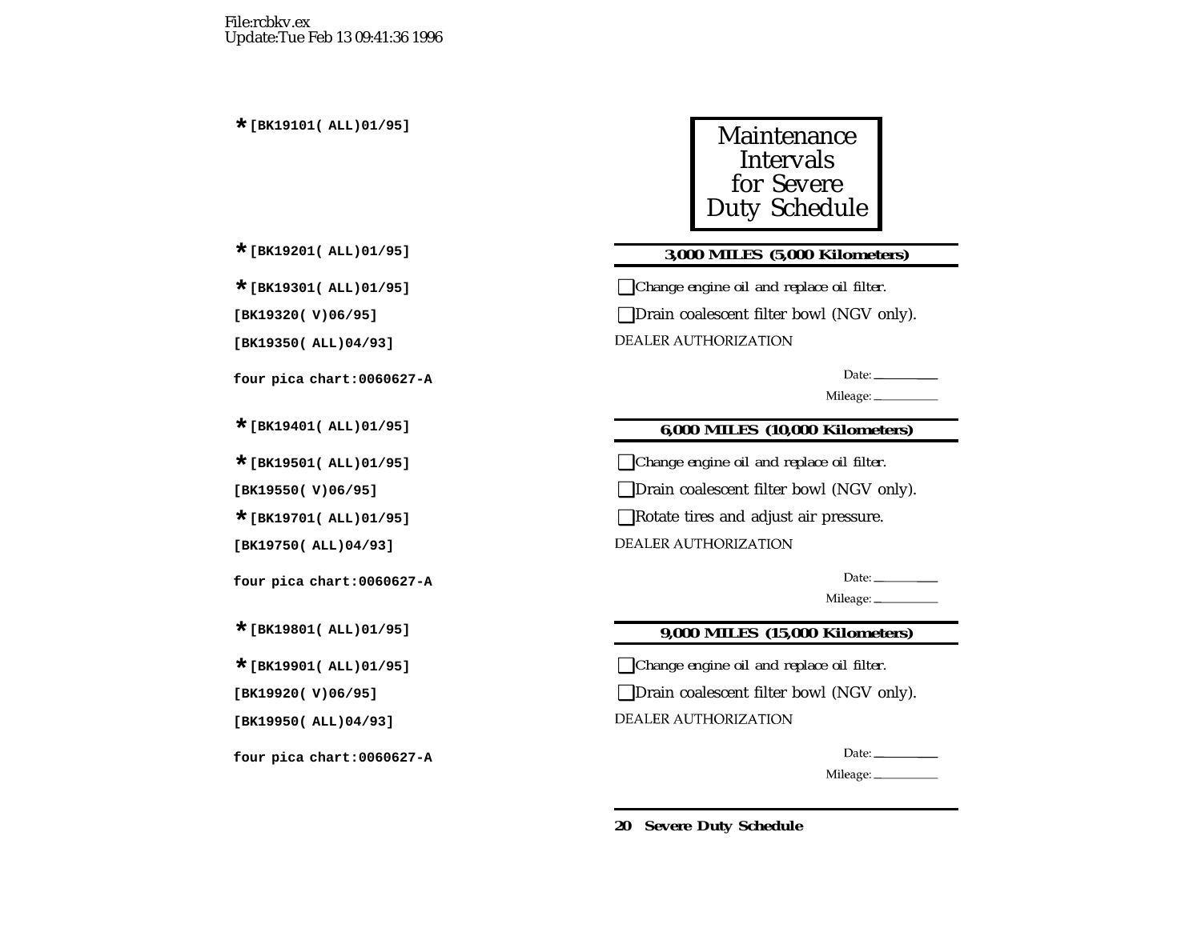# Maintenance Intervals for Severe Duty Schedule

## 3,000 MILES (5,000 Kilometers)

- [ ] *Change engine oil and replace oil filter.*
- [ ] Drain coalescent filter bowl (NGV only).

DEALER AUTHORIZATION

Date: __________

Mileage: __________

## 6,000 MILES (10,000 Kilometers)

- [ ] *Change engine oil and replace oil filter.*
- [ ] Drain coalescent filter bowl (NGV only).
- [ ] Rotate tires and adjust air pressure.

DEALER AUTHORIZATION

Date: __________

Mileage: __________

## 9,000 MILES (15,000 Kilometers)

- [ ] *Change engine oil and replace oil filter.*
- [ ] Drain coalescent filter bowl (NGV only).

DEALER AUTHORIZATION

Date: __________

Mileage: __________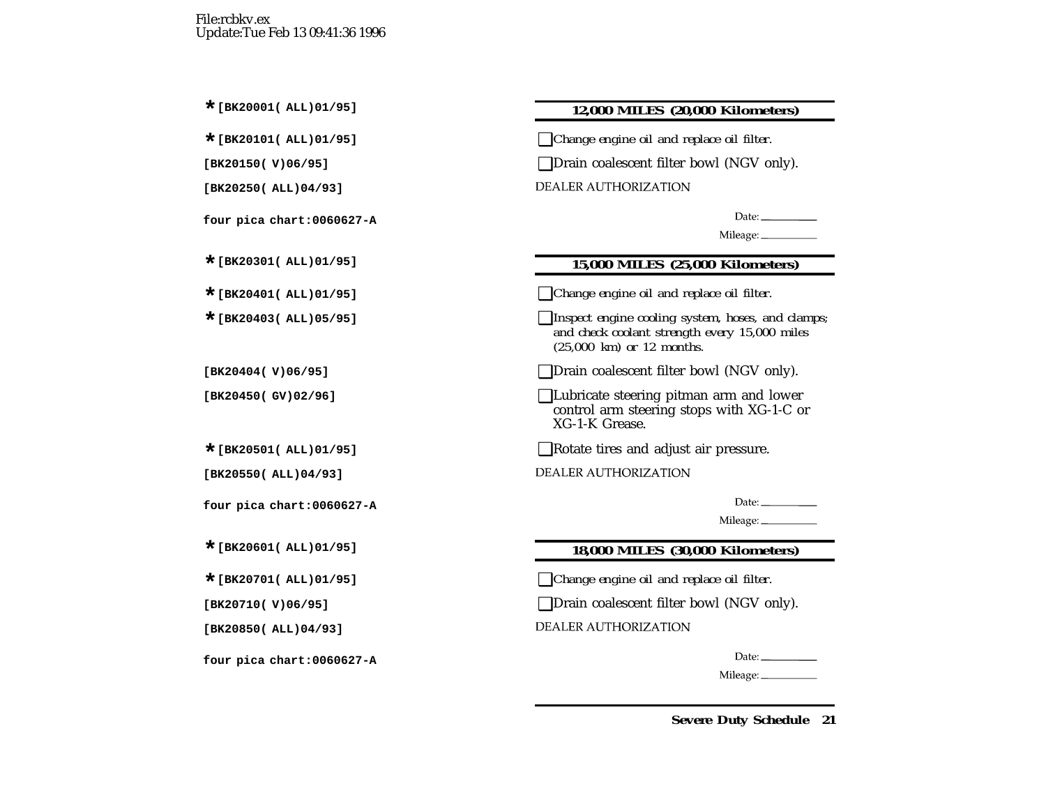File:rcbkv.ex
Update:Tue Feb 13 09:41:36 1996

*[BK20001( ALL)01/95]

### 12,000 MILES (20,000 Kilometers)

*[BK20101( ALL)01/95]

- [ ] Change engine oil and replace oil filter.

[BK20150( V)06/95]

- [ ] Drain coalescent filter bowl (NGV only).

[BK20250( ALL)04/93]

DEALER AUTHORIZATION

four pica chart:0060627-A

Date: \_\_\_\_\_\_\_\_

Mileage: \_\_\_\_\_\_\_\_

*[BK20301( ALL)01/95]

### 15,000 MILES (25,000 Kilometers)

*[BK20401( ALL)01/95]

- [ ] Change engine oil and replace oil filter.

*[BK20403( ALL)05/95]

- [ ] Inspect engine cooling system, hoses, and clamps; and check coolant strength every 15,000 miles (25,000 km) or 12 months.

[BK20404( V)06/95]

- [ ] Drain coalescent filter bowl (NGV only).

[BK20450( GV)02/96]

- [ ] Lubricate steering pitman arm and lower control arm steering stops with XG-1-C or XG-1-K Grease.

*[BK20501( ALL)01/95]

- [ ] Rotate tires and adjust air pressure.

[BK20550( ALL)04/93]

DEALER AUTHORIZATION

four pica chart:0060627-A

Date: \_\_\_\_\_\_\_\_

Mileage: \_\_\_\_\_\_\_\_

*[BK20601( ALL)01/95]

### 18,000 MILES (30,000 Kilometers)

*[BK20701( ALL)01/95]

- [ ] Change engine oil and replace oil filter.

[BK20710( V)06/95]

- [ ] Drain coalescent filter bowl (NGV only).

[BK20850( ALL)04/93]

DEALER AUTHORIZATION

four pica chart:0060627-A

Date: \_\_\_\_\_\_\_\_

Mileage: \_\_\_\_\_\_\_\_

**Severe Duty Schedule**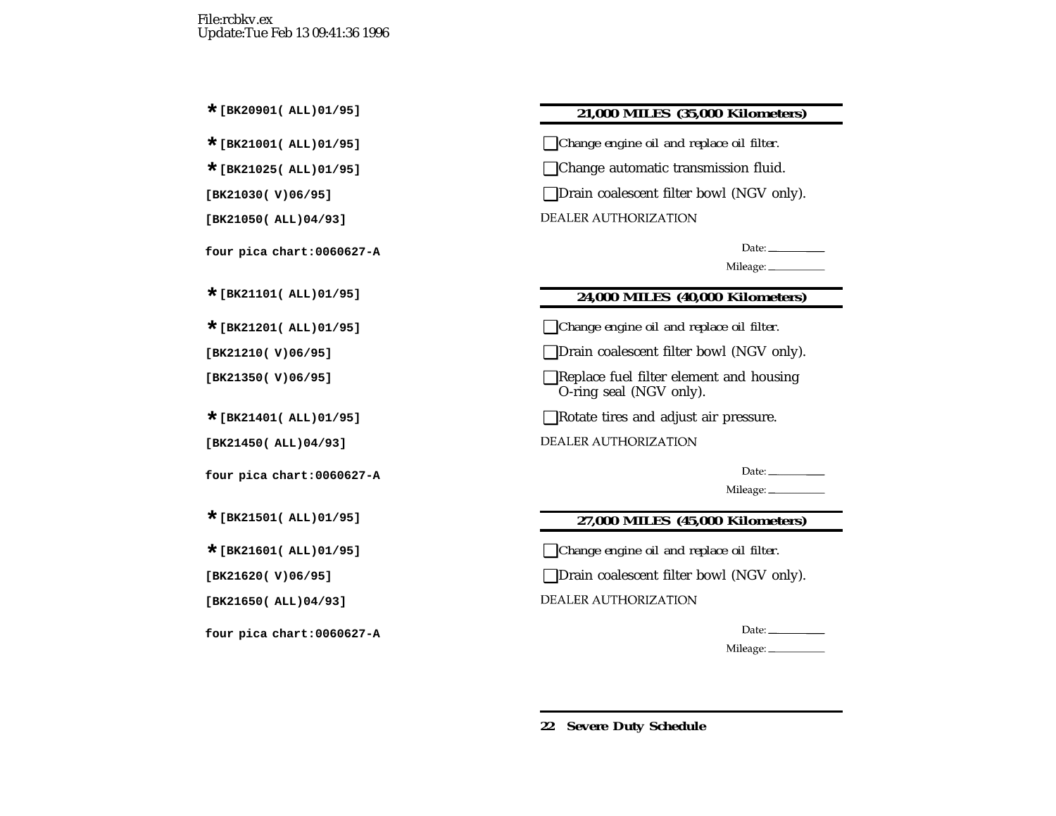File:rcbkv.ex
Update:Tue Feb 13 09:41:36 1996

*[BK20901( ALL)01/95]

### 21,000 MILES (35,000 Kilometers)

*[BK21001( ALL)01/95]
- [ ] Change engine oil and replace oil filter.

*[BK21025( ALL)01/95]
- [ ] Change automatic transmission fluid.

[BK21030( V)06/95]
- [ ] Drain coalescent filter bowl (NGV only).

[BK21050( ALL)04/93]

DEALER AUTHORIZATION

four pica chart:0060627-A

Date: ________

Mileage: ________

*[BK21101( ALL)01/95]

### 24,000 MILES (40,000 Kilometers)

*[BK21201( ALL)01/95]
- [ ] Change engine oil and replace oil filter.

[BK21210( V)06/95]
- [ ] Drain coalescent filter bowl (NGV only).

[BK21350( V)06/95]
- [ ] Replace fuel filter element and housing O-ring seal (NGV only).

*[BK21401( ALL)01/95]
- [ ] Rotate tires and adjust air pressure.

[BK21450( ALL)04/93]

DEALER AUTHORIZATION

four pica chart:0060627-A

Date: ________

Mileage: ________

*[BK21501( ALL)01/95]

### 27,000 MILES (45,000 Kilometers)

*[BK21601( ALL)01/95]
- [ ] Change engine oil and replace oil filter.

[BK21620( V)06/95]
- [ ] Drain coalescent filter bowl (NGV only).

[BK21650( ALL)04/93]

DEALER AUTHORIZATION

four pica chart:0060627-A

Date: ________

Mileage: ________

**Severe Duty Schedule**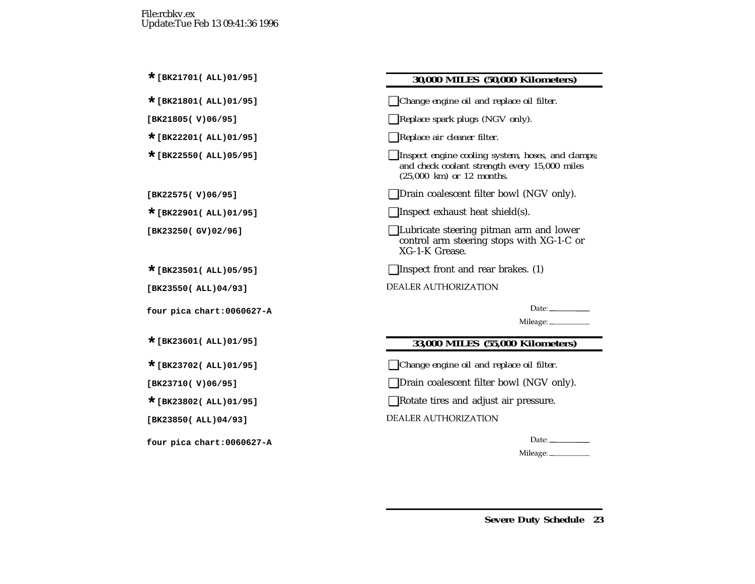File:rcbkv.ex
Update:Tue Feb 13 09:41:36 1996

*[BK21701( ALL)01/95]

## 30,000 MILES (50,000 Kilometers)

*[BK21801( ALL)01/95]
- ☐ Change engine oil and replace oil filter.

[BK21805( V)06/95]
- ☐ Replace spark plugs (NGV only).

*[BK22201( ALL)01/95]
- ☐ Replace air cleaner filter.

*[BK22550( ALL)05/95]
- ☐ Inspect engine cooling system, hoses, and clamps; and check coolant strength every 15,000 miles (25,000 km) or 12 months.

[BK22575( V)06/95]
- ☐ Drain coalescent filter bowl (NGV only).

*[BK22901( ALL)01/95]
- ☐ Inspect exhaust heat shield(s).

[BK23250( GV)02/96]
- ☐ Lubricate steering pitman arm and lower control arm steering stops with XG-1-C or XG-1-K Grease.

*[BK23501( ALL)05/95]
- ☐ Inspect front and rear brakes. (1)

[BK23550( ALL)04/93]

DEALER AUTHORIZATION

four pica chart:0060627-A

Date: ________

Mileage: ________

*[BK23601( ALL)01/95]

## 33,000 MILES (55,000 Kilometers)

*[BK23702( ALL)01/95]
- ☐ Change engine oil and replace oil filter.

[BK23710( V)06/95]
- ☐ Drain coalescent filter bowl (NGV only).

*[BK23802( ALL)01/95]
- ☐ Rotate tires and adjust air pressure.

[BK23850( ALL)04/93]

DEALER AUTHORIZATION

four pica chart:0060627-A

Date: ________

Mileage: ________

Severe Duty Schedule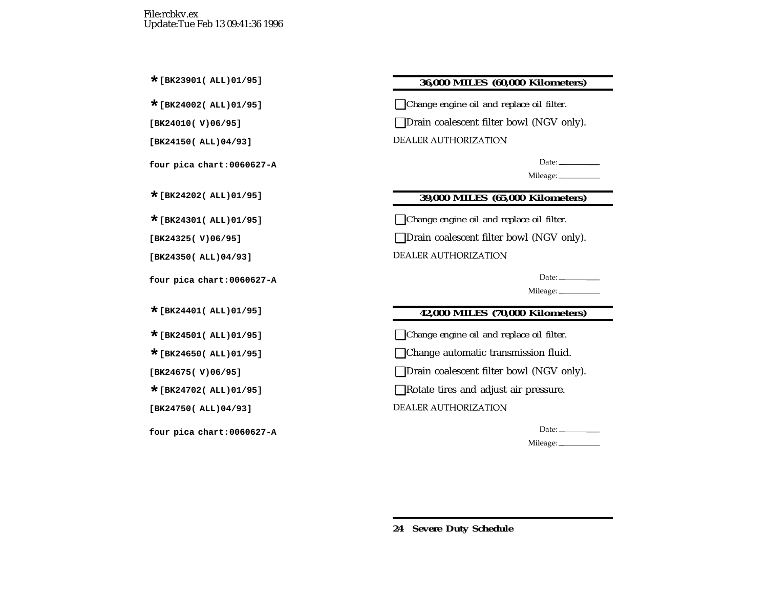File:rcbkv.ex
Update:Tue Feb 13 09:41:36 1996

*[BK23901( ALL)01/95]

*[BK24002( ALL)01/95]

[BK24010( V)06/95]

[BK24150( ALL)04/93]

four pica chart:0060627-A

### 36,000 MILES (60,000 Kilometers)

- [ ] *Change engine oil and replace oil filter.*
- [ ] Drain coalescent filter bowl (NGV only).

DEALER AUTHORIZATION

Date: ________

Mileage: ________

*[BK24202( ALL)01/95]

*[BK24301( ALL)01/95]

[BK24325( V)06/95]

[BK24350( ALL)04/93]

four pica chart:0060627-A

### 39,000 MILES (65,000 Kilometers)

- [ ] *Change engine oil and replace oil filter.*
- [ ] Drain coalescent filter bowl (NGV only).

DEALER AUTHORIZATION

Date: ________

Mileage: ________

*[BK24401( ALL)01/95]

*[BK24501( ALL)01/95]

*[BK24650( ALL)01/95]

[BK24675( V)06/95]

*[BK24702( ALL)01/95]

[BK24750( ALL)04/93]

four pica chart:0060627-A

### 42,000 MILES (70,000 Kilometers)

- [ ] *Change engine oil and replace oil filter.*
- [ ] Change automatic transmission fluid.
- [ ] Drain coalescent filter bowl (NGV only).
- [ ] Rotate tires and adjust air pressure.

DEALER AUTHORIZATION

Date: ________

Mileage: ________

**24 Severe Duty Schedule**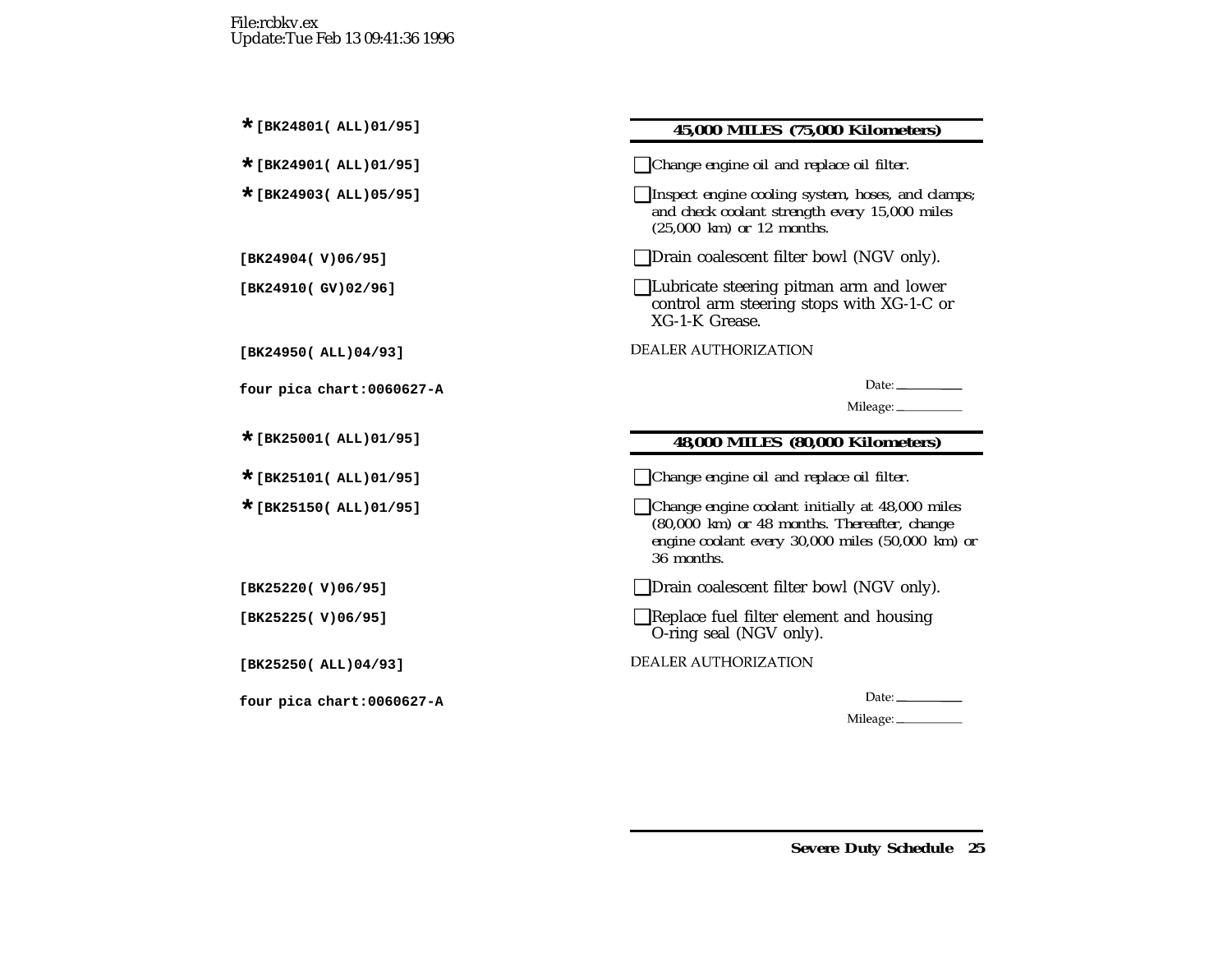File:rcbkv.ex
Update:Tue Feb 13 09:41:36 1996

*[BK24801( ALL)01/95]

## 45,000 MILES (75,000 Kilometers)

*[BK24901( ALL)01/95]

- [ ] Change engine oil and replace oil filter.

*[BK24903( ALL)05/95]

- [ ] Inspect engine cooling system, hoses, and clamps; and check coolant strength every 15,000 miles (25,000 km) or 12 months.

[BK24904( V)06/95]

- [ ] Drain coalescent filter bowl (NGV only).

[BK24910( GV)02/96]

- [ ] Lubricate steering pitman arm and lower control arm steering stops with XG-1-C or XG-1-K Grease.

[BK24950( ALL)04/93]

DEALER AUTHORIZATION

four pica chart:0060627-A

Date: ________

Mileage: ________

*[BK25001( ALL)01/95]

## 48,000 MILES (80,000 Kilometers)

*[BK25101( ALL)01/95]

- [ ] Change engine oil and replace oil filter.

*[BK25150( ALL)01/95]

- [ ] Change engine coolant initially at 48,000 miles (80,000 km) or 48 months. Thereafter, change engine coolant every 30,000 miles (50,000 km) or 36 months.

[BK25220( V)06/95]

- [ ] Drain coalescent filter bowl (NGV only).

[BK25225( V)06/95]

- [ ] Replace fuel filter element and housing O-ring seal (NGV only).

[BK25250( ALL)04/93]

DEALER AUTHORIZATION

four pica chart:0060627-A

Date: ________

Mileage: ________

**Severe Duty Schedule**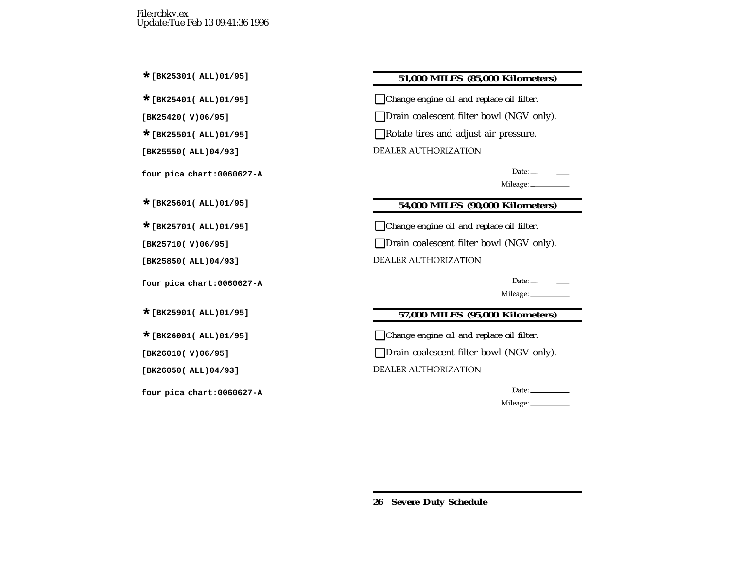File:rcbkv.ex
Update:Tue Feb 13 09:41:36 1996

*[BK25301( ALL)01/95]

**51,000 MILES (85,000 Kilometers)**

*[BK25401( ALL)01/95]

- [ ] *Change engine oil and replace oil filter.*

[BK25420( V)06/95]

- [ ] Drain coalescent filter bowl (NGV only).

*[BK25501( ALL)01/95]

- [ ] Rotate tires and adjust air pressure.

[BK25550( ALL)04/93]

DEALER AUTHORIZATION

four pica chart:0060627-A

Date: ________

Mileage: ________

*[BK25601( ALL)01/95]

**54,000 MILES (90,000 Kilometers)**

*[BK25701( ALL)01/95]

- [ ] *Change engine oil and replace oil filter.*

[BK25710( V)06/95]

- [ ] Drain coalescent filter bowl (NGV only).

[BK25850( ALL)04/93]

DEALER AUTHORIZATION

four pica chart:0060627-A

Date: ________

Mileage: ________

*[BK25901( ALL)01/95]

**57,000 MILES (95,000 Kilometers)**

*[BK26001( ALL)01/95]

- [ ] *Change engine oil and replace oil filter.*

[BK26010( V)06/95]

- [ ] Drain coalescent filter bowl (NGV only).

[BK26050( ALL)04/93]

DEALER AUTHORIZATION

four pica chart:0060627-A

Date: ________

Mileage: ________

**Severe Duty Schedule**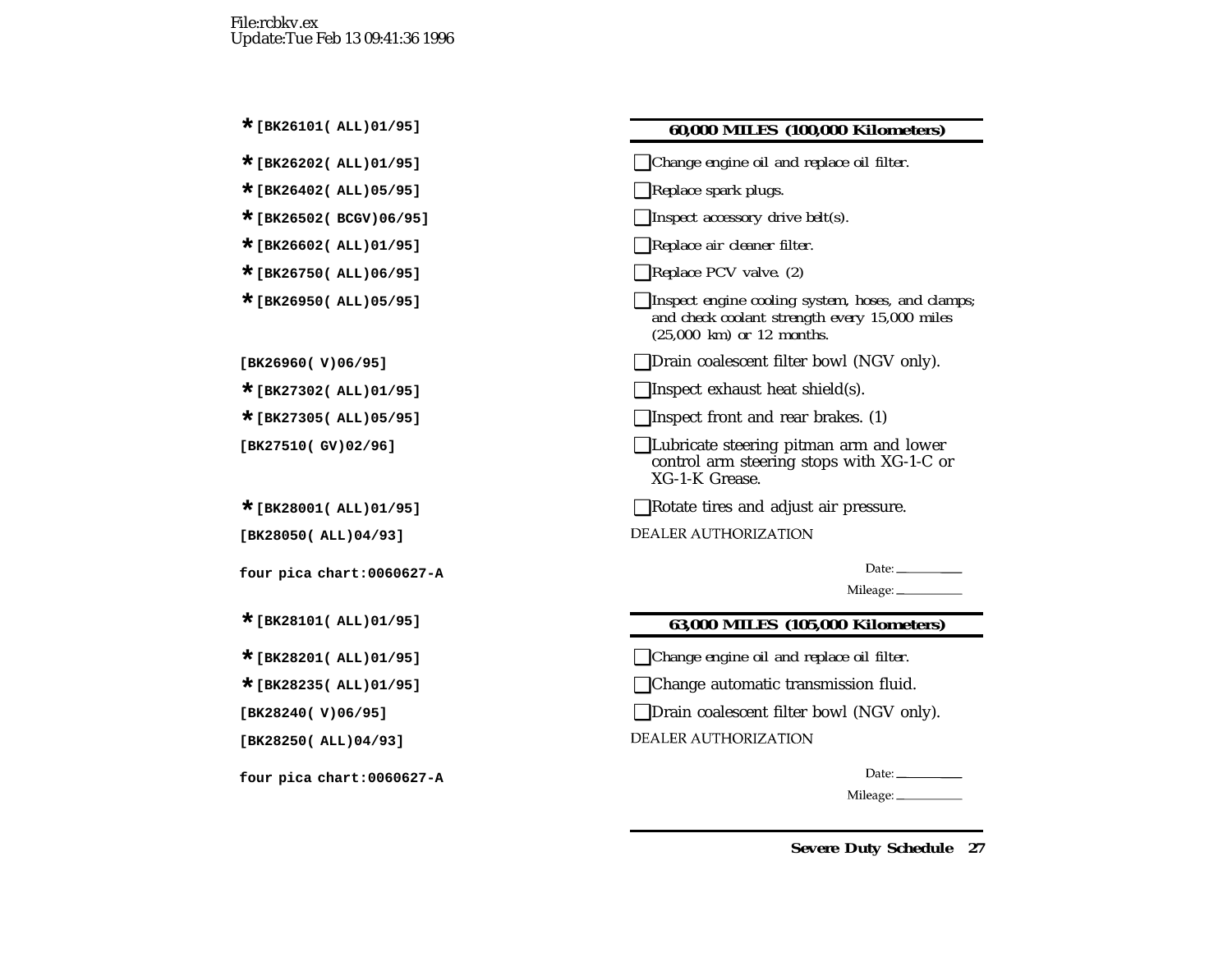File:rcbkv.ex
Update:Tue Feb 13 09:41:36 1996

*[BK26101( ALL)01/95]

## 60,000 MILES (100,000 Kilometers)

*[BK26202( ALL)01/95]
- ☐ Change engine oil and replace oil filter.

*[BK26402( ALL)05/95]
- ☐ Replace spark plugs.

*[BK26502( BCGV)06/95]
- ☐ Inspect accessory drive belt(s).

*[BK26602( ALL)01/95]
- ☐ Replace air cleaner filter.

*[BK26750( ALL)06/95]
- ☐ Replace PCV valve. (2)

*[BK26950( ALL)05/95]
- ☐ Inspect engine cooling system, hoses, and clamps; and check coolant strength every 15,000 miles (25,000 km) or 12 months.

[BK26960( V)06/95]
- ☐ Drain coalescent filter bowl (NGV only).

*[BK27302( ALL)01/95]
- ☐ Inspect exhaust heat shield(s).

*[BK27305( ALL)05/95]
- ☐ Inspect front and rear brakes. (1)

[BK27510( GV)02/96]
- ☐ Lubricate steering pitman arm and lower control arm steering stops with XG-1-C or XG-1-K Grease.

*[BK28001( ALL)01/95]
- ☐ Rotate tires and adjust air pressure.

[BK28050( ALL)04/93]

DEALER AUTHORIZATION

four pica chart:0060627-A

Date: ________

Mileage: ________

*[BK28101( ALL)01/95]

## 63,000 MILES (105,000 Kilometers)

*[BK28201( ALL)01/95]
- ☐ Change engine oil and replace oil filter.

*[BK28235( ALL)01/95]
- ☐ Change automatic transmission fluid.

[BK28240( V)06/95]
- ☐ Drain coalescent filter bowl (NGV only).

[BK28250( ALL)04/93]

DEALER AUTHORIZATION

four pica chart:0060627-A

Date: ________

Mileage: ________

**Severe Duty Schedule**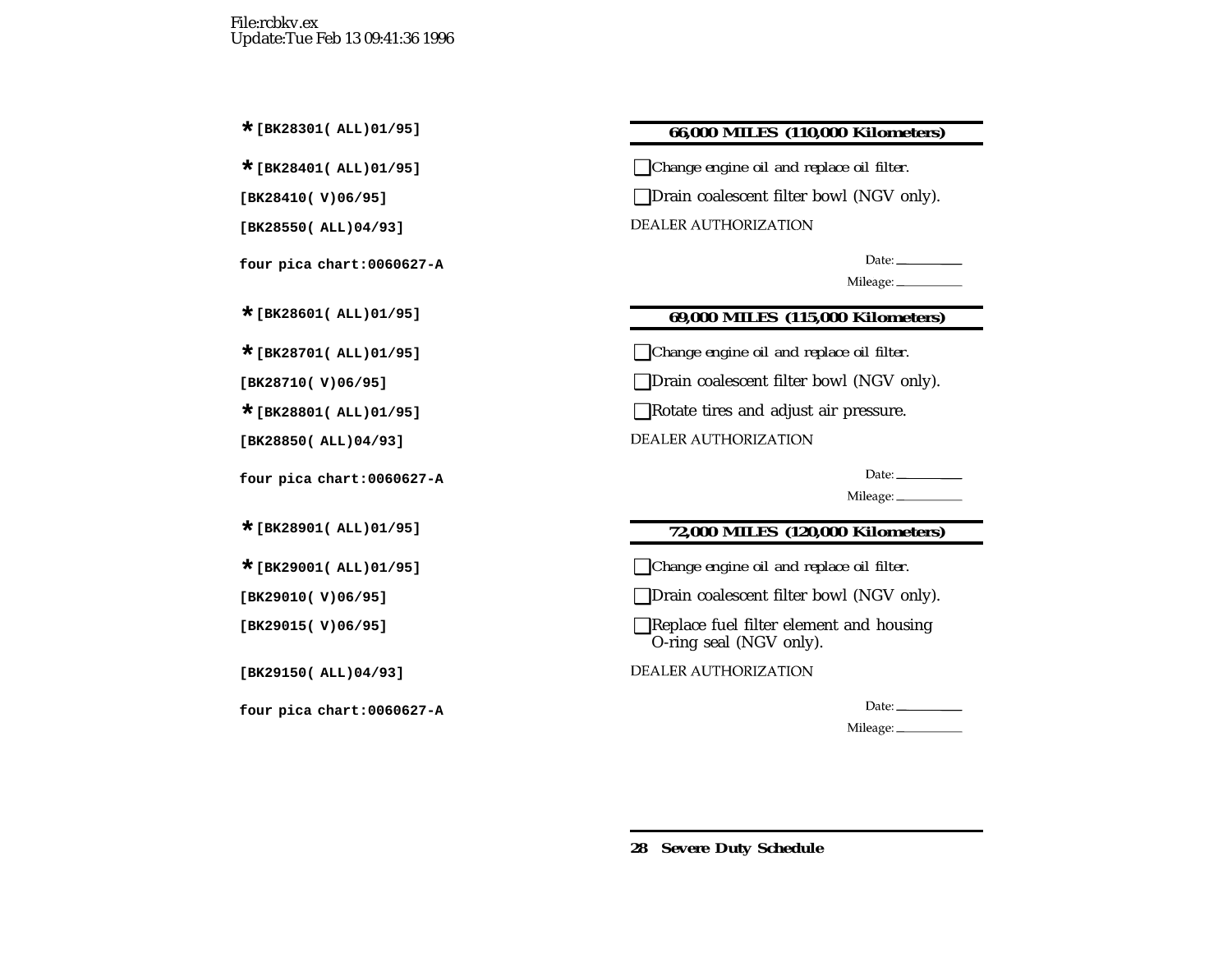File:rcbkv.ex
Update:Tue Feb 13 09:41:36 1996

*[BK28301( ALL)01/95]

### 66,000 MILES (110,000 Kilometers)

*[BK28401( ALL)01/95]

- ☐ Change engine oil and replace oil filter.

[BK28410( V)06/95]

- ☐ Drain coalescent filter bowl (NGV only).

[BK28550( ALL)04/93]

DEALER AUTHORIZATION

four pica chart:0060627-A

Date: \_\_\_\_\_\_\_\_\_

Mileage: \_\_\_\_\_\_\_\_\_

*[BK28601( ALL)01/95]

### 69,000 MILES (115,000 Kilometers)

*[BK28701( ALL)01/95]

- ☐ Change engine oil and replace oil filter.

[BK28710( V)06/95]

- ☐ Drain coalescent filter bowl (NGV only).

*[BK28801( ALL)01/95]

- ☐ Rotate tires and adjust air pressure.

[BK28850( ALL)04/93]

DEALER AUTHORIZATION

four pica chart:0060627-A

Date: \_\_\_\_\_\_\_\_\_

Mileage: \_\_\_\_\_\_\_\_\_

*[BK28901( ALL)01/95]

### 72,000 MILES (120,000 Kilometers)

*[BK29001( ALL)01/95]

- ☐ Change engine oil and replace oil filter.

[BK29010( V)06/95]

- ☐ Drain coalescent filter bowl (NGV only).

[BK29015( V)06/95]

- ☐ Replace fuel filter element and housing O-ring seal (NGV only).

[BK29150( ALL)04/93]

DEALER AUTHORIZATION

four pica chart:0060627-A

Date: \_\_\_\_\_\_\_\_\_

Mileage: \_\_\_\_\_\_\_\_\_

**Severe Duty Schedule**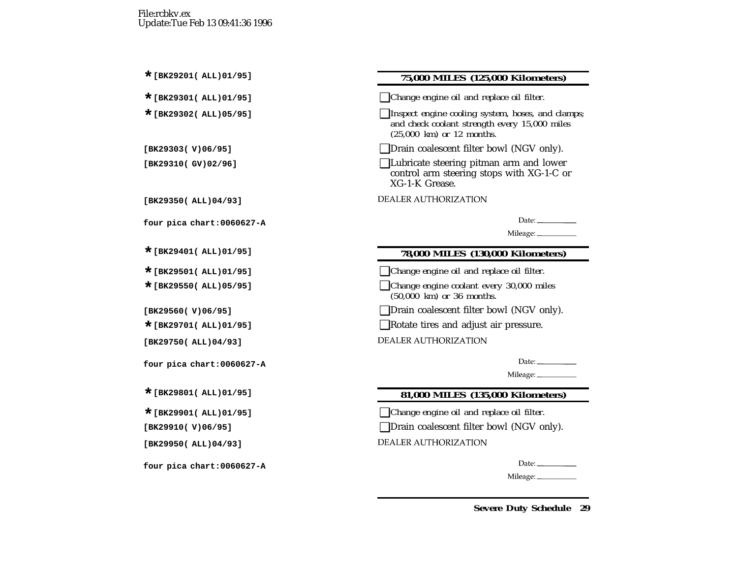File:rcbkv.ex
Update:Tue Feb 13 09:41:36 1996

*[BK29201( ALL)01/95]

### 75,000 MILES (125,000 Kilometers)

*[BK29301( ALL)01/95]

- [ ] *Change engine oil and replace oil filter.*

*[BK29302( ALL)05/95]

- [ ] *Inspect engine cooling system, hoses, and clamps; and check coolant strength every 15,000 miles (25,000 km) or 12 months.*

[BK29303( V)06/95]

- [ ] Drain coalescent filter bowl (NGV only).

[BK29310( GV)02/96]

- [ ] Lubricate steering pitman arm and lower control arm steering stops with XG-1-C or XG-1-K Grease.

[BK29350( ALL)04/93]

DEALER AUTHORIZATION

four pica chart:0060627-A

Date: ________

Mileage: ________

*[BK29401( ALL)01/95]

### 78,000 MILES (130,000 Kilometers)

*[BK29501( ALL)01/95]

- [ ] *Change engine oil and replace oil filter.*

*[BK29550( ALL)05/95]

- [ ] *Change engine coolant every 30,000 miles (50,000 km) or 36 months.*

[BK29560( V)06/95]

- [ ] Drain coalescent filter bowl (NGV only).

*[BK29701( ALL)01/95]

- [ ] Rotate tires and adjust air pressure.

[BK29750( ALL)04/93]

DEALER AUTHORIZATION

four pica chart:0060627-A

Date: ________

Mileage: ________

*[BK29801( ALL)01/95]

### 81,000 MILES (135,000 Kilometers)

*[BK29901( ALL)01/95]

- [ ] *Change engine oil and replace oil filter.*

[BK29910( V)06/95]

- [ ] Drain coalescent filter bowl (NGV only).

[BK29950( ALL)04/93]

DEALER AUTHORIZATION

four pica chart:0060627-A

Date: ________

Mileage: ________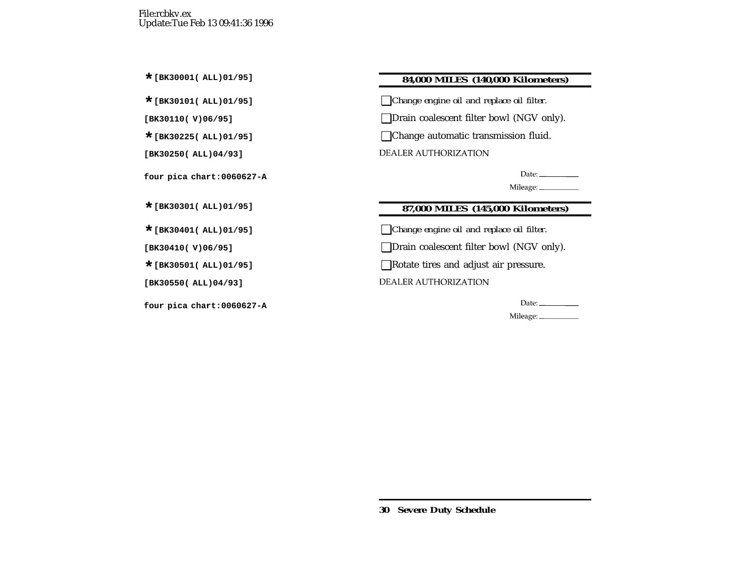File:rcbkv.ex
Update:Tue Feb 13 09:41:36 1996

*[BK30001( ALL)01/95]

*[BK30101( ALL)01/95]

[BK30110( V)06/95]

*[BK30225( ALL)01/95]

[BK30250( ALL)04/93]

four pica chart:0060627-A

*[BK30301( ALL)01/95]

*[BK30401( ALL)01/95]

[BK30410( V)06/95]

*[BK30501( ALL)01/95]

[BK30550( ALL)04/93]

four pica chart:0060627-A

### 84,000 MILES (140,000 Kilometers)

- [ ] *Change engine oil and replace oil filter.*
- [ ] Drain coalescent filter bowl (NGV only).
- [ ] Change automatic transmission fluid.

DEALER AUTHORIZATION

Date: ________

Mileage: ________

### 87,000 MILES (145,000 Kilometers)

- [ ] *Change engine oil and replace oil filter.*
- [ ] Drain coalescent filter bowl (NGV only).
- [ ] Rotate tires and adjust air pressure.

DEALER AUTHORIZATION

Date: ________

Mileage: ________

**Severe Duty Schedule**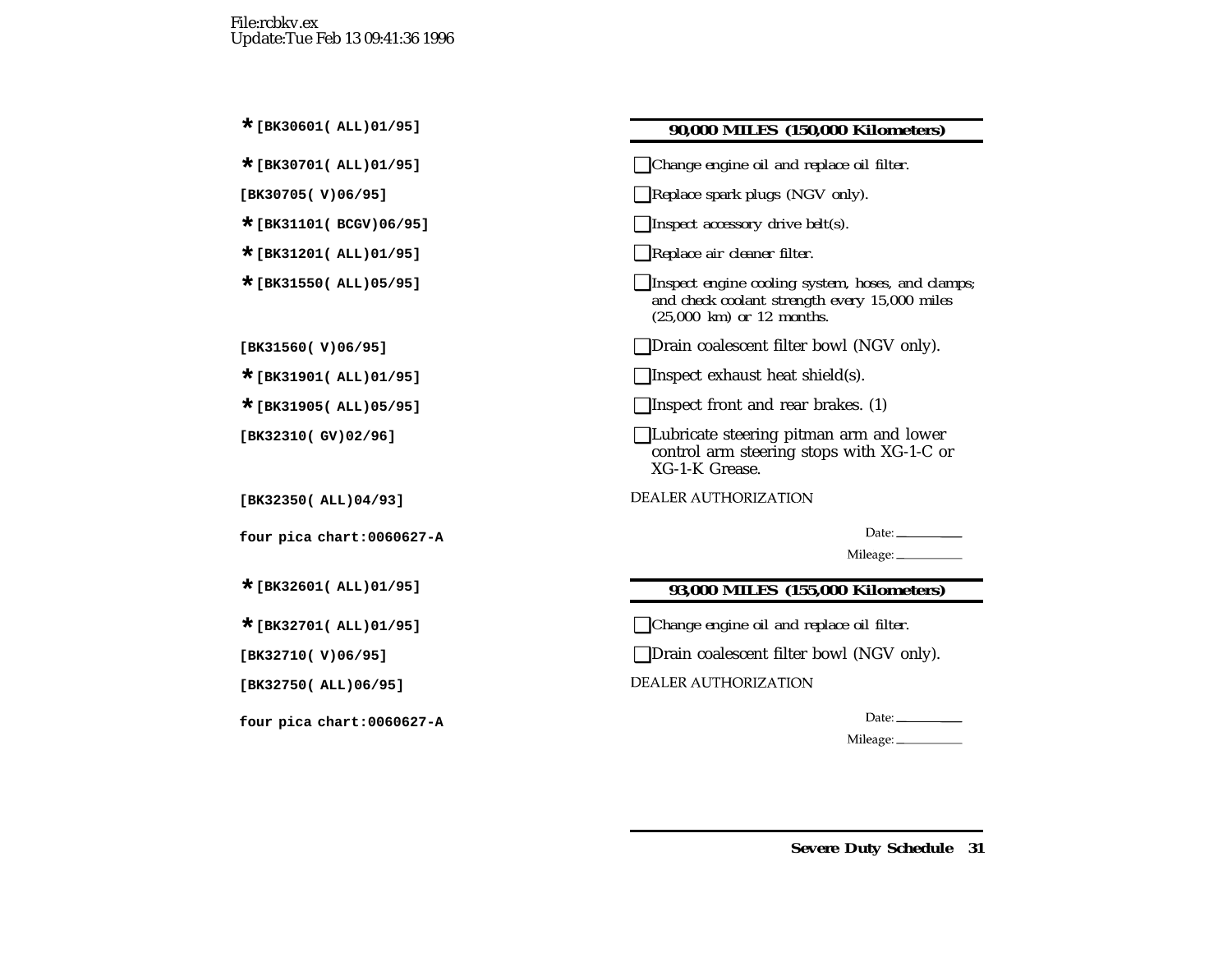File:rcbkv.ex
Update:Tue Feb 13 09:41:36 1996

*[BK30601( ALL)01/95]

## 90,000 MILES (150,000 Kilometers)

*[BK30701( ALL)01/95]

- [ ] Change engine oil and replace oil filter.

[BK30705( V)06/95]

- [ ] Replace spark plugs (NGV only).

*[BK31101( BCGV)06/95]

- [ ] Inspect accessory drive belt(s).

*[BK31201( ALL)01/95]

- [ ] Replace air cleaner filter.

*[BK31550( ALL)05/95]

- [ ] Inspect engine cooling system, hoses, and clamps; and check coolant strength every 15,000 miles (25,000 km) or 12 months.

[BK31560( V)06/95]

- [ ] Drain coalescent filter bowl (NGV only).

*[BK31901( ALL)01/95]

- [ ] Inspect exhaust heat shield(s).

*[BK31905( ALL)05/95]

- [ ] Inspect front and rear brakes. (1)

[BK32310( GV)02/96]

- [ ] Lubricate steering pitman arm and lower control arm steering stops with XG-1-C or XG-1-K Grease.

[BK32350( ALL)04/93]

DEALER AUTHORIZATION

four pica chart:0060627-A

Date: \_\_\_\_\_\_\_\_

Mileage: \_\_\_\_\_\_\_\_

*[BK32601( ALL)01/95]

## 93,000 MILES (155,000 Kilometers)

*[BK32701( ALL)01/95]

- [ ] Change engine oil and replace oil filter.

[BK32710( V)06/95]

- [ ] Drain coalescent filter bowl (NGV only).

[BK32750( ALL)06/95]

DEALER AUTHORIZATION

four pica chart:0060627-A

Date: \_\_\_\_\_\_\_\_

Mileage: \_\_\_\_\_\_\_\_

Severe Duty Schedule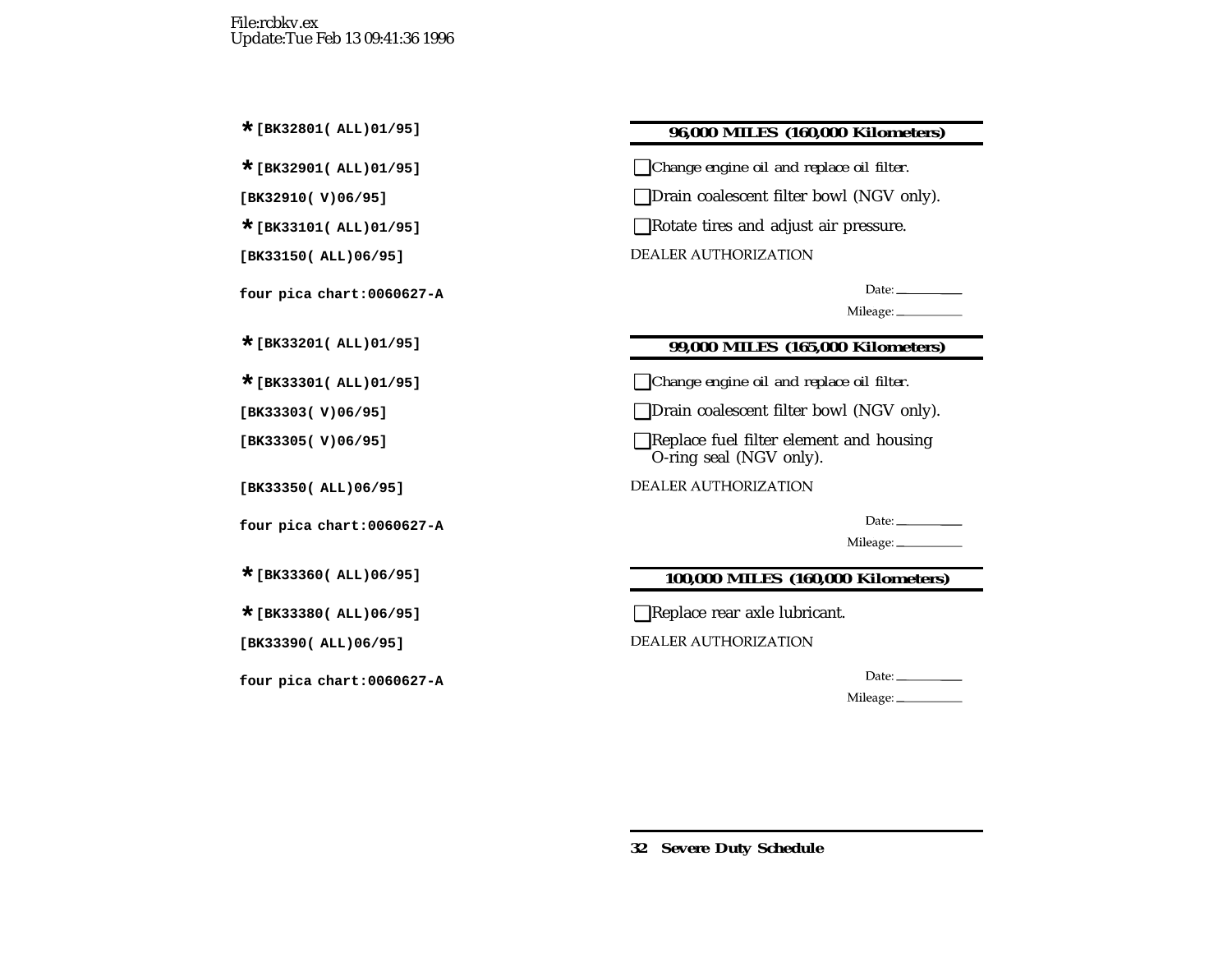File:rcbkv.ex
Update:Tue Feb 13 09:41:36 1996

*[BK32801( ALL)01/95]

*[BK32901( ALL)01/95]

[BK32910( V)06/95]

*[BK33101( ALL)01/95]

[BK33150( ALL)06/95]

four pica chart:0060627-A

*[BK33201( ALL)01/95]

*[BK33301( ALL)01/95]

[BK33303( V)06/95]

[BK33305( V)06/95]

[BK33350( ALL)06/95]

four pica chart:0060627-A

*[BK33360( ALL)06/95]

*[BK33380( ALL)06/95]

[BK33390( ALL)06/95]

four pica chart:0060627-A

## 96,000 MILES (160,000 Kilometers)

- ☐ *Change engine oil and replace oil filter.*
- ☐ Drain coalescent filter bowl (NGV only).
- ☐ Rotate tires and adjust air pressure.

DEALER AUTHORIZATION

Date: ________

Mileage: ________

## 99,000 MILES (165,000 Kilometers)

- ☐ *Change engine oil and replace oil filter.*
- ☐ Drain coalescent filter bowl (NGV only).
- ☐ Replace fuel filter element and housing O-ring seal (NGV only).

DEALER AUTHORIZATION

Date: ________

Mileage: ________

## 100,000 MILES (160,000 Kilometers)

- ☐ Replace rear axle lubricant.

DEALER AUTHORIZATION

Date: ________

Mileage: ________

**Severe Duty Schedule**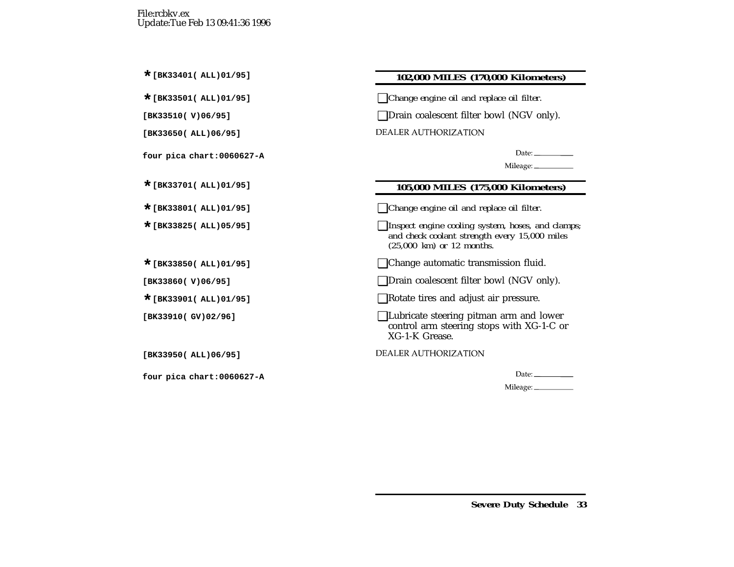File:rcbkv.ex
Update:Tue Feb 13 09:41:36 1996

*[BK33401( ALL)01/95]

## 102,000 MILES (170,000 Kilometers)

*[BK33501( ALL)01/95]

- ☐ Change engine oil and replace oil filter.

[BK33510( V)06/95]

- ☐ Drain coalescent filter bowl (NGV only).

[BK33650( ALL)06/95]

DEALER AUTHORIZATION

four pica chart:0060627-A

Date: ________

Mileage: ________

*[BK33701( ALL)01/95]

## 105,000 MILES (175,000 Kilometers)

*[BK33801( ALL)01/95]

- ☐ Change engine oil and replace oil filter.

*[BK33825( ALL)05/95]

- ☐ Inspect engine cooling system, hoses, and clamps; and check coolant strength every 15,000 miles (25,000 km) or 12 months.

*[BK33850( ALL)01/95]

- ☐ Change automatic transmission fluid.

[BK33860( V)06/95]

- ☐ Drain coalescent filter bowl (NGV only).

*[BK33901( ALL)01/95]

- ☐ Rotate tires and adjust air pressure.

[BK33910( GV)02/96]

- ☐ Lubricate steering pitman arm and lower control arm steering stops with XG-1-C or XG-1-K Grease.

[BK33950( ALL)06/95]

DEALER AUTHORIZATION

four pica chart:0060627-A

Date: ________

Mileage: ________

**Severe Duty Schedule**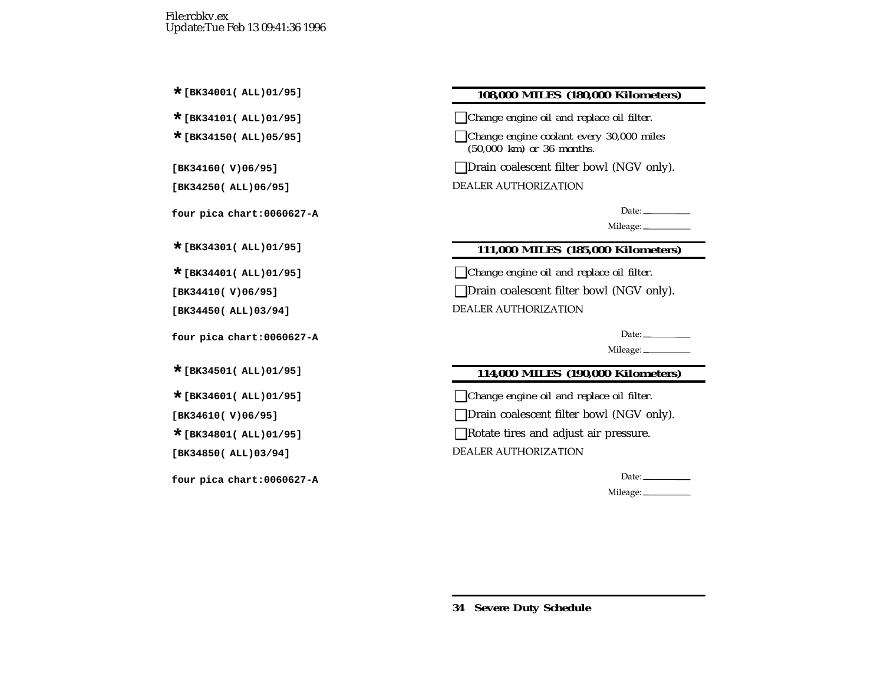File:rcbkv.ex
Update:Tue Feb 13 09:41:36 1996

*[BK34001( ALL)01/95]

*[BK34101( ALL)01/95]

*[BK34150( ALL)05/95]

[BK34160( V)06/95]

[BK34250( ALL)06/95]

four pica chart:0060627-A

## 108,000 MILES (180,000 Kilometers)

- ☐ *Change engine oil and replace oil filter.*
- ☐ *Change engine coolant every 30,000 miles (50,000 km) or 36 months.*
- ☐ Drain coalescent filter bowl (NGV only).

DEALER AUTHORIZATION

Date: ____________

Mileage: ____________

*[BK34301( ALL)01/95]

*[BK34401( ALL)01/95]

[BK34410( V)06/95]

[BK34450( ALL)03/94]

four pica chart:0060627-A

## 111,000 MILES (185,000 Kilometers)

- ☐ *Change engine oil and replace oil filter.*
- ☐ Drain coalescent filter bowl (NGV only).

DEALER AUTHORIZATION

Date: ____________

Mileage: ____________

*[BK34501( ALL)01/95]

*[BK34601( ALL)01/95]

[BK34610( V)06/95]

*[BK34801( ALL)01/95]

[BK34850( ALL)03/94]

four pica chart:0060627-A

## 114,000 MILES (190,000 Kilometers)

- ☐ *Change engine oil and replace oil filter.*
- ☐ Drain coalescent filter bowl (NGV only).
- ☐ Rotate tires and adjust air pressure.

DEALER AUTHORIZATION

Date: ____________

Mileage: ____________

**Severe Duty Schedule**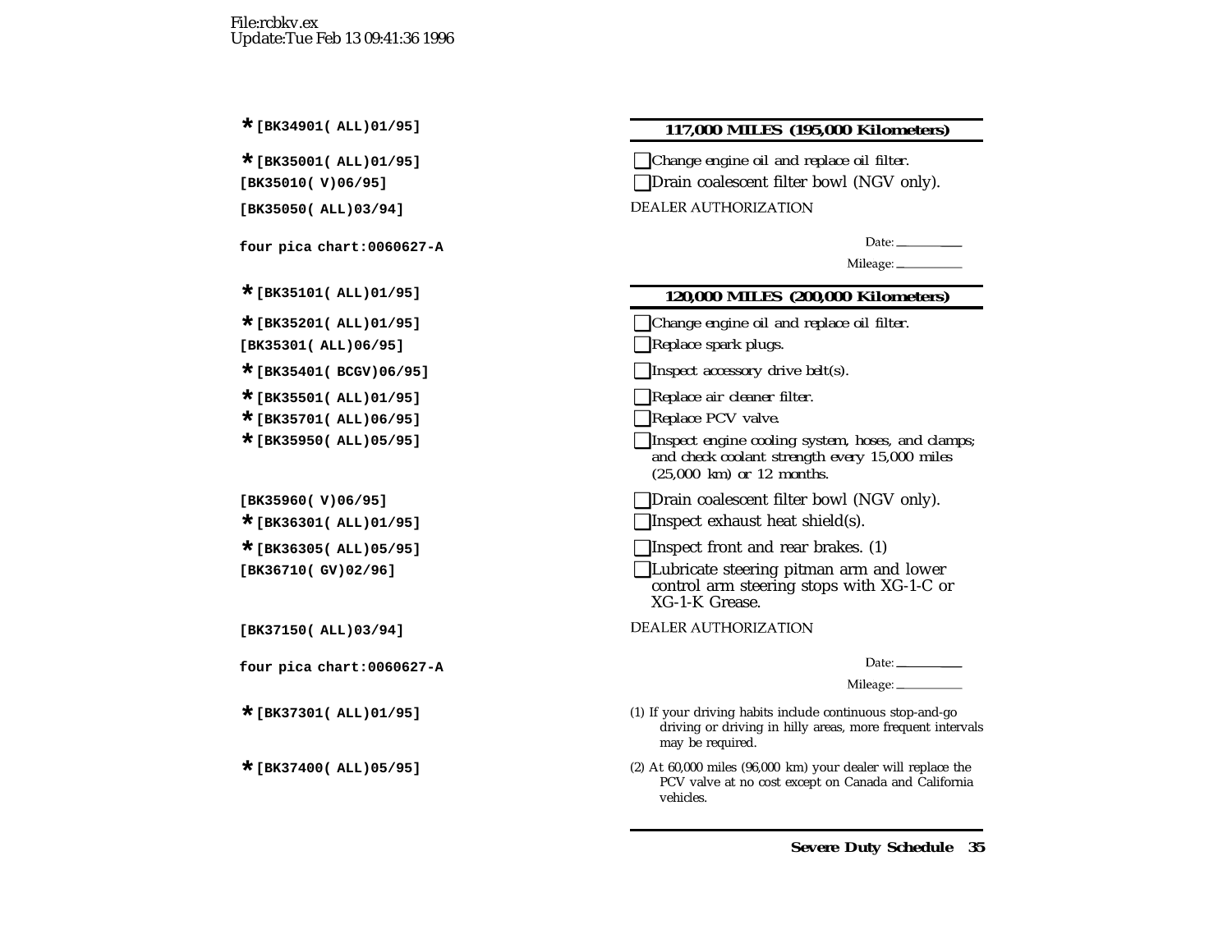File:rcbkv.ex
Update:Tue Feb 13 09:41:36 1996

*[BK34901( ALL)01/95]

## 117,000 MILES (195,000 Kilometers)

*[BK35001( ALL)01/95]
- [ ] *Change engine oil and replace oil filter.*

[BK35010( V)06/95]
- [ ] Drain coalescent filter bowl (NGV only).

[BK35050( ALL)03/94]

DEALER AUTHORIZATION

four pica chart:0060627-A

Date: ____________

Mileage: ____________

*[BK35101( ALL)01/95]

## 120,000 MILES (200,000 Kilometers)

*[BK35201( ALL)01/95]
- [ ] *Change engine oil and replace oil filter.*

[BK35301( ALL)06/95]
- [ ] *Replace spark plugs.*

*[BK35401( BCGV)06/95]
- [ ] *Inspect accessory drive belt(s).*

*[BK35501( ALL)01/95]
- [ ] *Replace air cleaner filter.*

*[BK35701( ALL)06/95]
- [ ] *Replace PCV valve.*

*[BK35950( ALL)05/95]
- [ ] *Inspect engine cooling system, hoses, and clamps; and check coolant strength every 15,000 miles (25,000 km) or 12 months.*

[BK35960( V)06/95]
- [ ] Drain coalescent filter bowl (NGV only).

*[BK36301( ALL)01/95]
- [ ] Inspect exhaust heat shield(s).

*[BK36305( ALL)05/95]
- [ ] Inspect front and rear brakes. (1)

[BK36710( GV)02/96]
- [ ] Lubricate steering pitman arm and lower control arm steering stops with XG-1-C or XG-1-K Grease.

[BK37150( ALL)03/94]

DEALER AUTHORIZATION

four pica chart:0060627-A

Date: ____________

Mileage: ____________

*[BK37301( ALL)01/95]

(1) If your driving habits include continuous stop-and-go driving or driving in hilly areas, more frequent intervals may be required.

*[BK37400( ALL)05/95]

(2) At 60,000 miles (96,000 km) your dealer will replace the PCV valve at no cost except on Canada and California vehicles.

**Severe Duty Schedule**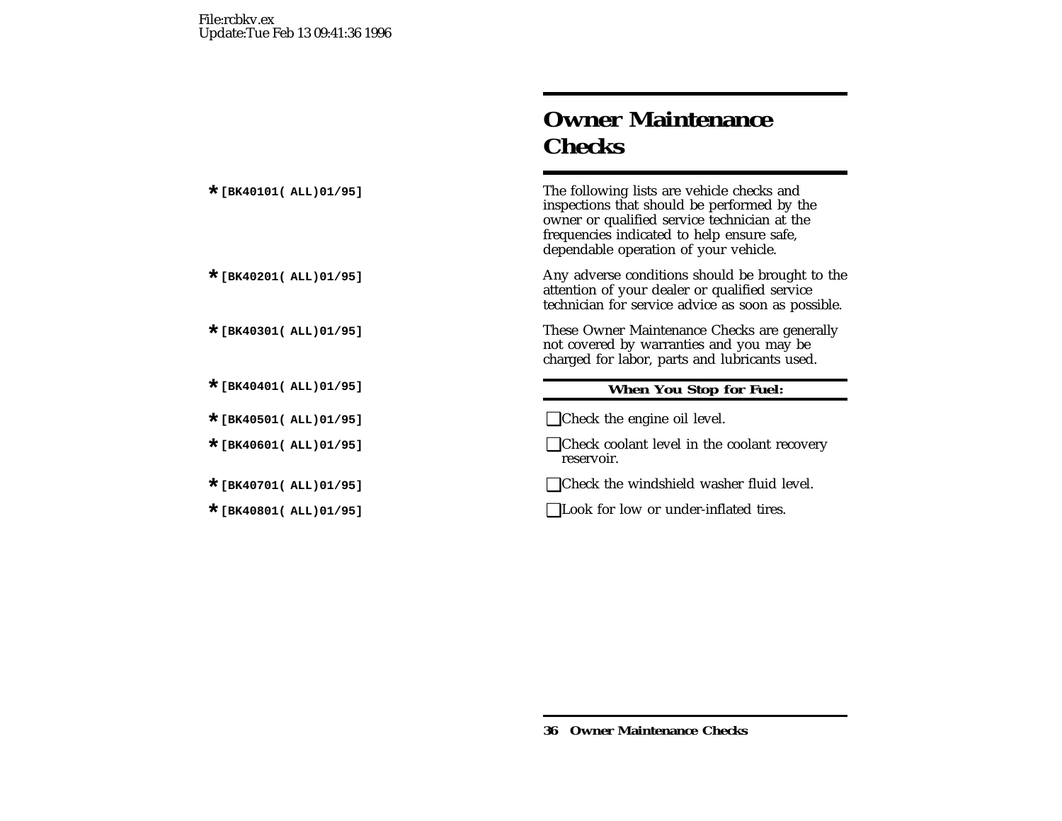# Owner Maintenance Checks

The following lists are vehicle checks and inspections that should be performed by the owner or qualified service technician at the frequencies indicated to help ensure safe, dependable operation of your vehicle.

Any adverse conditions should be brought to the attention of your dealer or qualified service technician for service advice as soon as possible.

These Owner Maintenance Checks are generally not covered by warranties and you may be charged for labor, parts and lubricants used.

### When You Stop for Fuel:

- ❑ Check the engine oil level.
- ❑ Check coolant level in the coolant recovery reservoir.
- ❑ Check the windshield washer fluid level.
- ❑ Look for low or under-inflated tires.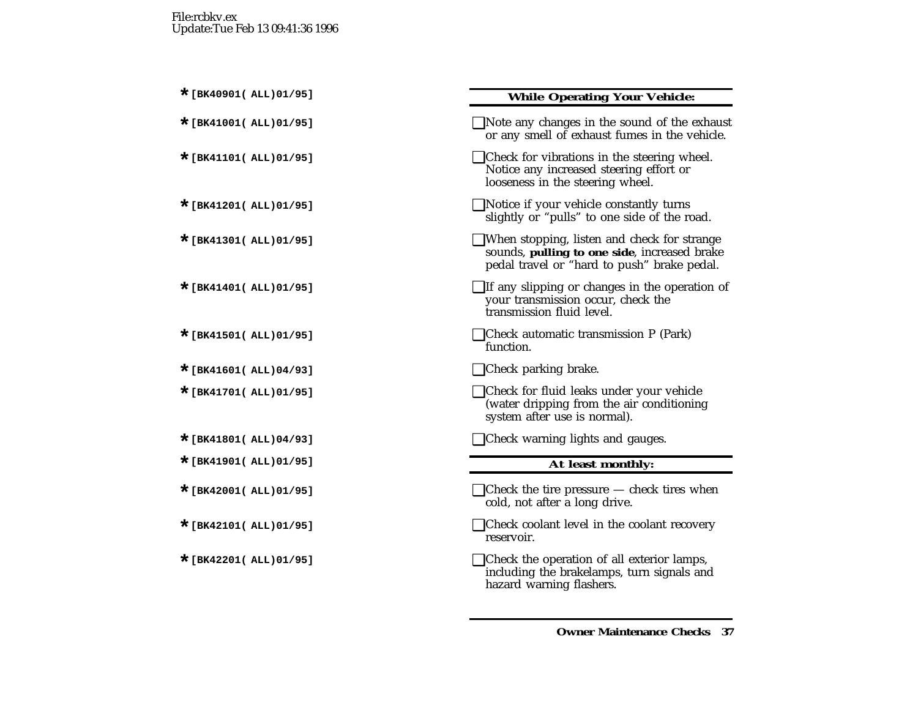File:rcbkv.ex
Update:Tue Feb 13 09:41:36 1996

*[BK40901( ALL)01/95]

**While Operating Your Vehicle:**

*[BK41001( ALL)01/95]

☐ Note any changes in the sound of the exhaust or any smell of exhaust fumes in the vehicle.

*[BK41101( ALL)01/95]

☐ Check for vibrations in the steering wheel. Notice any increased steering effort or looseness in the steering wheel.

*[BK41201( ALL)01/95]

☐ Notice if your vehicle constantly turns slightly or "pulls" to one side of the road.

*[BK41301( ALL)01/95]

☐ When stopping, listen and check for strange sounds, **pulling to one side**, increased brake pedal travel or "hard to push" brake pedal.

*[BK41401( ALL)01/95]

☐ If any slipping or changes in the operation of your transmission occur, check the transmission fluid level.

*[BK41501( ALL)01/95]

☐ Check automatic transmission P (Park) function.

*[BK41601( ALL)04/93]

☐ Check parking brake.

*[BK41701( ALL)01/95]

☐ Check for fluid leaks under your vehicle (water dripping from the air conditioning system after use is normal).

*[BK41801( ALL)04/93]

☐ Check warning lights and gauges.

*[BK41901( ALL)01/95]

**At least monthly:**

*[BK42001( ALL)01/95]

☐ Check the tire pressure — check tires when cold, not after a long drive.

*[BK42101( ALL)01/95]

☐ Check coolant level in the coolant recovery reservoir.

*[BK42201( ALL)01/95]

☐ Check the operation of all exterior lamps, including the brakelamps, turn signals and hazard warning flashers.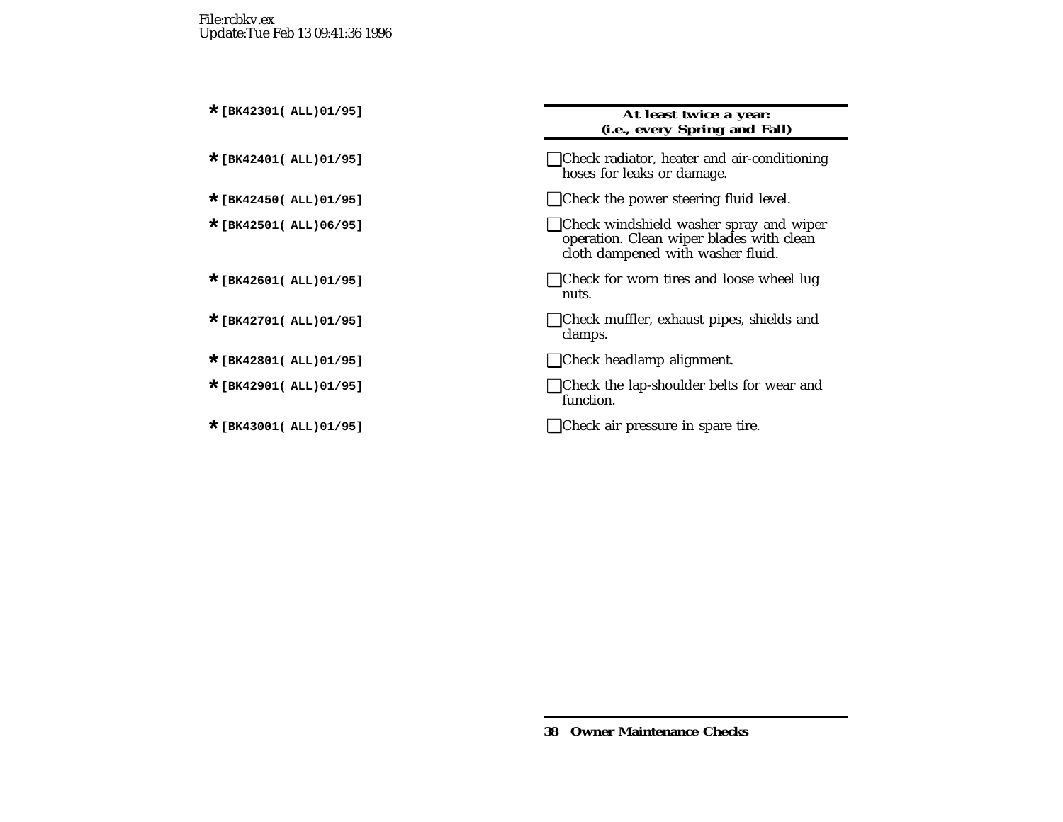File:rcbkv.ex
Update:Tue Feb 13 09:41:36 1996

*[BK42301( ALL)01/95]

**At least twice a year:**
**(i.e., every Spring and Fall)**

*[BK42401( ALL)01/95]

- [ ] Check radiator, heater and air-conditioning hoses for leaks or damage.

*[BK42450( ALL)01/95]

- [ ] Check the power steering fluid level.

*[BK42501( ALL)06/95]

- [ ] Check windshield washer spray and wiper operation. Clean wiper blades with clean cloth dampened with washer fluid.

*[BK42601( ALL)01/95]

- [ ] Check for worn tires and loose wheel lug nuts.

*[BK42701( ALL)01/95]

- [ ] Check muffler, exhaust pipes, shields and clamps.

*[BK42801( ALL)01/95]

- [ ] Check headlamp alignment.

*[BK42901( ALL)01/95]

- [ ] Check the lap-shoulder belts for wear and function.

*[BK43001( ALL)01/95]

- [ ] Check air pressure in spare tire.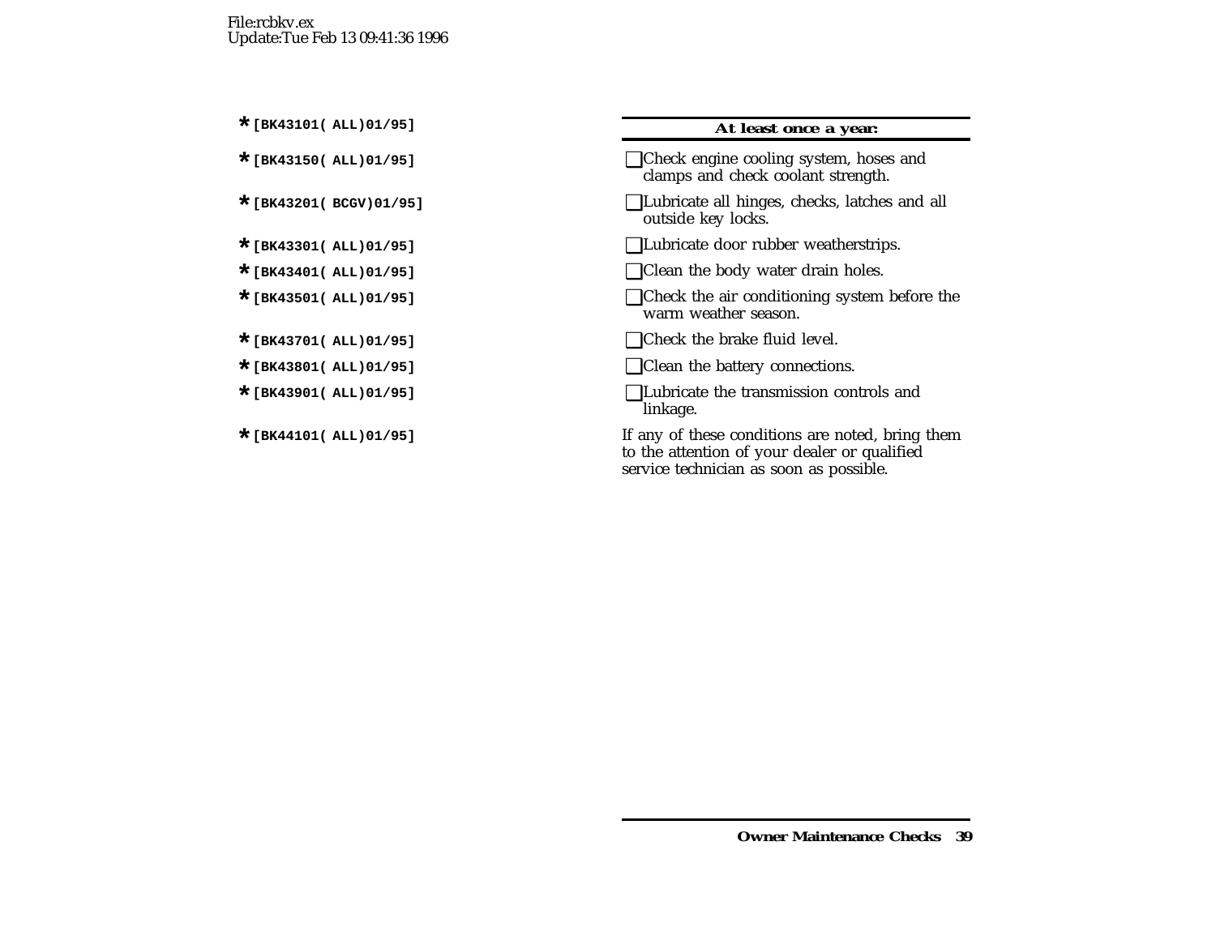File:rcbkv.ex
Update:Tue Feb 13 09:41:36 1996

*[BK43101( ALL)01/95]

**At least once a year:**

*[BK43150( ALL)01/95]

- ☐ Check engine cooling system, hoses and clamps and check coolant strength.

*[BK43201( BCGV)01/95]

- ☐ Lubricate all hinges, checks, latches and all outside key locks.

*[BK43301( ALL)01/95]

- ☐ Lubricate door rubber weatherstrips.

*[BK43401( ALL)01/95]

- ☐ Clean the body water drain holes.

*[BK43501( ALL)01/95]

- ☐ Check the air conditioning system before the warm weather season.

*[BK43701( ALL)01/95]

- ☐ Check the brake fluid level.

*[BK43801( ALL)01/95]

- ☐ Clean the battery connections.

*[BK43901( ALL)01/95]

- ☐ Lubricate the transmission controls and linkage.

*[BK44101( ALL)01/95]

If any of these conditions are noted, bring them to the attention of your dealer or qualified service technician as soon as possible.